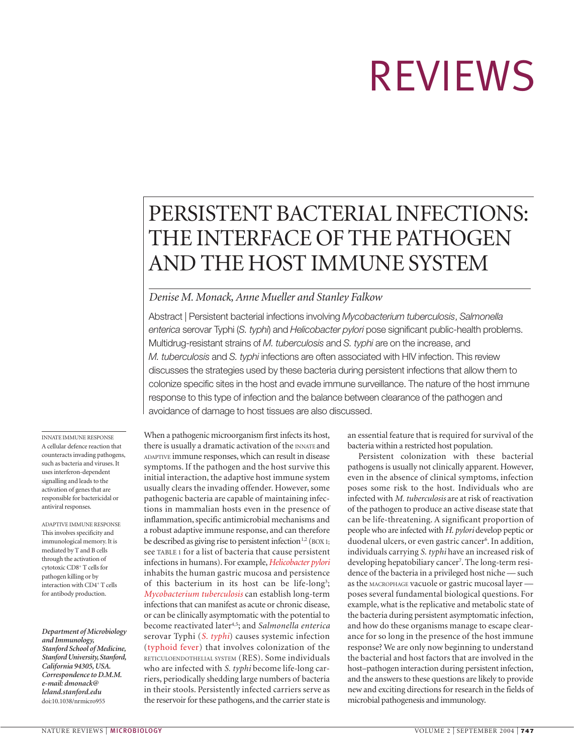# PERSISTENT BACTERIAL INFECTIONS: THE INTERFACE OF THE PATHOGEN AND THE HOST IMMUNE SYSTEM

*Denise M. Monack, Anne Mueller and Stanley Falkow*

Abstract | Persistent bacterial infections involving *Mycobacterium tuberculosis*, *Salmonella enterica* serovar Typhi (*S. typhi*) and *Helicobacter pylori* pose significant public-health problems. Multidrug-resistant strains of *M. tuberculosis* and *S. typhi* are on the increase, and *M. tuberculosis* and *S. typhi* infections are often associated with HIV infection. This review discusses the strategies used by these bacteria during persistent infections that allow them to colonize specific sites in the host and evade immune surveillance. The nature of the host immune response to this type of infection and the balance between clearance of the pathogen and avoidance of damage to host tissues are also discussed.

INNATE IMMUNE RESPONSE
A cellular defence reaction that counteracts invading pathogens, such as bacteria and viruses. It uses interferon-dependent signalling and leads to the activation of genes that are responsible for bactericidal or antiviral responses.

ADAPTIVE IMMUNE RESPONSE
This involves specificity and immunological memory. It is mediated by T and B cells through the activation of cytotoxic $CD8^+$ T cells for pathogen killing or by interaction with $CD4^+$ T cells for antibody production.

*Department of Microbiology and Immunology, Stanford School of Medicine, Stanford University, Stanford, California 94305, USA. Correspondence to D.M.M. e-mail: dmonack@leland.stanford.edu*
doi:10.1038/nrmicro955

When a pathogenic microorganism first infects its host, there is usually a dramatic activation of the INNATE and ADAPTIVE immune responses, which can result in disease symptoms. If the pathogen and the host survive this initial interaction, the adaptive host immune system usually clears the invading offender. However, some pathogenic bacteria are capable of maintaining infections in mammalian hosts even in the presence of inflammation, specific antimicrobial mechanisms and a robust adaptive immune response, and can therefore be described as giving rise to persistent infection[1,2] (BOX 1; see TABLE 1 for a list of bacteria that cause persistent infections in humans). For example, *Helicobacter pylori* inhabits the human gastric mucosa and persistence of this bacterium in its host can be life-long[3]; *Mycobacterium tuberculosis* can establish long-term infections that can manifest as acute or chronic disease, or can be clinically asymptomatic with the potential to become reactivated later[4,5]; and *Salmonella enterica* serovar Typhi (*S. typhi*) causes systemic infection (typhoid fever) that involves colonization of the RETICULOENDOTHELIAL SYSTEM (RES). Some individuals who are infected with *S. typhi* become life-long carriers, periodically shedding large numbers of bacteria in their stools. Persistently infected carriers serve as the reservoir for these pathogens, and the carrier state is an essential feature that is required for survival of the bacteria within a restricted host population.

Persistent colonization with these bacterial pathogens is usually not clinically apparent. However, even in the absence of clinical symptoms, infection poses some risk to the host. Individuals who are infected with *M. tuberculosis* are at risk of reactivation of the pathogen to produce an active disease state that can be life-threatening. A significant proportion of people who are infected with *H. pylori* develop peptic or duodenal ulcers, or even gastric cancer[6]. In addition, individuals carrying *S. typhi* have an increased risk of developing hepatobiliary cancer[7]. The long-term residence of the bacteria in a privileged host niche — such as the MACROPHAGE vacuole or gastric mucosal layer — poses several fundamental biological questions. For example, what is the replicative and metabolic state of the bacteria during persistent asymptomatic infection, and how do these organisms manage to escape clearance for so long in the presence of the host immune response? We are only now beginning to understand the bacterial and host factors that are involved in the host–pathogen interaction during persistent infection, and the answers to these questions are likely to provide new and exciting directions for research in the fields of microbial pathogenesis and immunology.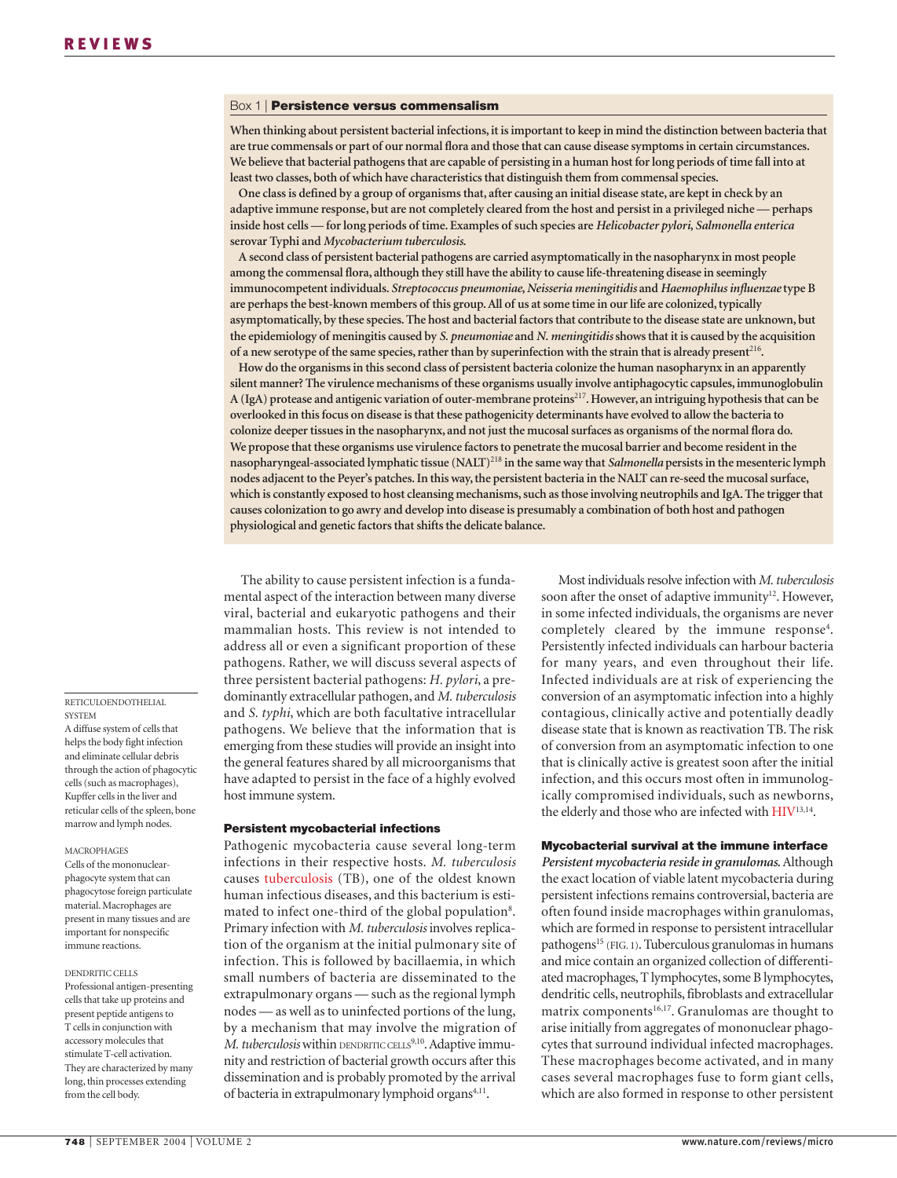## Box 1 | Persistence versus commensalism

**When thinking about persistent bacterial infections, it is important to keep in mind the distinction between bacteria that are true commensals or part of our normal flora and those that can cause disease symptoms in certain circumstances. We believe that bacterial pathogens that are capable of persisting in a human host for long periods of time fall into at least two classes, both of which have characteristics that distinguish them from commensal species.**

**One class is defined by a group of organisms that, after causing an initial disease state, are kept in check by an adaptive immune response, but are not completely cleared from the host and persist in a privileged niche — perhaps inside host cells — for long periods of time. Examples of such species are *Helicobacter pylori*, *Salmonella enterica* serovar Typhi and *Mycobacterium tuberculosis*.**

**A second class of persistent bacterial pathogens are carried asymptomatically in the nasopharynx in most people among the commensal flora, although they still have the ability to cause life-threatening disease in seemingly immunocompetent individuals. *Streptococcus pneumoniae*, *Neisseria meningitidis* and *Haemophilus influenzae* type B are perhaps the best-known members of this group. All of us at some time in our life are colonized, typically asymptomatically, by these species. The host and bacterial factors that contribute to the disease state are unknown, but the epidemiology of meningitis caused by *S. pneumoniae* and *N. meningitidis* shows that it is caused by the acquisition of a new serotype of the same species, rather than by superinfection with the strain that is already present[216].**

**How do the organisms in this second class of persistent bacteria colonize the human nasopharynx in an apparently silent manner? The virulence mechanisms of these organisms usually involve antiphagocytic capsules, immunoglobulin A (IgA) protease and antigenic variation of outer-membrane proteins[217]. However, an intriguing hypothesis that can be overlooked in this focus on disease is that these pathogenicity determinants have evolved to allow the bacteria to colonize deeper tissues in the nasopharynx, and not just the mucosal surfaces as organisms of the normal flora do. We propose that these organisms use virulence factors to penetrate the mucosal barrier and become resident in the nasopharyngeal-associated lymphatic tissue (NALT)[218] in the same way that *Salmonella* persists in the mesenteric lymph nodes adjacent to the Peyer's patches. In this way, the persistent bacteria in the NALT can re-seed the mucosal surface, which is constantly exposed to host cleansing mechanisms, such as those involving neutrophils and IgA. The trigger that causes colonization to go awry and develop into disease is presumably a combination of both host and pathogen physiological and genetic factors that shifts the delicate balance.**

The ability to cause persistent infection is a fundamental aspect of the interaction between many diverse viral, bacterial and eukaryotic pathogens and their mammalian hosts. This review is not intended to address all or even a significant proportion of these pathogens. Rather, we will discuss several aspects of three persistent bacterial pathogens: *H. pylori*, a predominantly extracellular pathogen, and *M. tuberculosis* and *S. typhi*, which are both facultative intracellular pathogens. We believe that the information that is emerging from these studies will provide an insight into the general features shared by all microorganisms that have adapted to persist in the face of a highly evolved host immune system.

### Persistent mycobacterial infections

Pathogenic mycobacteria cause several long-term infections in their respective hosts. *M. tuberculosis* causes tuberculosis (TB), one of the oldest known human infectious diseases, and this bacterium is estimated to infect one-third of the global population[8]. Primary infection with *M. tuberculosis* involves replication of the organism at the initial pulmonary site of infection. This is followed by bacillaemia, in which small numbers of bacteria are disseminated to the extrapulmonary organs — such as the regional lymph nodes — as well as to uninfected portions of the lung, by a mechanism that may involve the migration of *M. tuberculosis* within DENDRITIC CELLS[9,10]. Adaptive immunity and restriction of bacterial growth occurs after this dissemination and is probably promoted by the arrival of bacteria in extrapulmonary lymphoid organs[4,11].

Most individuals resolve infection with *M. tuberculosis* soon after the onset of adaptive immunity[12]. However, in some infected individuals, the organisms are never completely cleared by the immune response[4]. Persistently infected individuals can harbour bacteria for many years, and even throughout their life. Infected individuals are at risk of experiencing the conversion of an asymptomatic infection into a highly contagious, clinically active and potentially deadly disease state that is known as reactivation TB. The risk of conversion from an asymptomatic infection to one that is clinically active is greatest soon after the initial infection, and this occurs most often in immunologically compromised individuals, such as newborns, the elderly and those who are infected with HIV[13,14].

### Mycobacterial survival at the immune interface

***Persistent mycobacteria reside in granulomas.*** Although the exact location of viable latent mycobacteria during persistent infections remains controversial, bacteria are often found inside macrophages within granulomas, which are formed in response to persistent intracellular pathogens[15] (FIG. 1). Tuberculous granulomas in humans and mice contain an organized collection of differentiated macrophages, T lymphocytes, some B lymphocytes, dendritic cells, neutrophils, fibroblasts and extracellular matrix components[16,17]. Granulomas are thought to arise initially from aggregates of mononuclear phagocytes that surround individual infected macrophages. These macrophages become activated, and in many cases several macrophages fuse to form giant cells, which are also formed in response to other persistent

RETICULOENDOTHELIAL SYSTEM
A diffuse system of cells that helps the body fight infection and eliminate cellular debris through the action of phagocytic cells (such as macrophages), Kupffer cells in the liver and reticular cells of the spleen, bone marrow and lymph nodes.

MACROPHAGES
Cells of the mononuclear-phagocyte system that can phagocytose foreign particulate material. Macrophages are present in many tissues and are important for nonspecific immune reactions.

DENDRITIC CELLS
Professional antigen-presenting cells that take up proteins and present peptide antigens to T cells in conjunction with accessory molecules that stimulate T-cell activation. They are characterized by many long, thin processes extending from the cell body.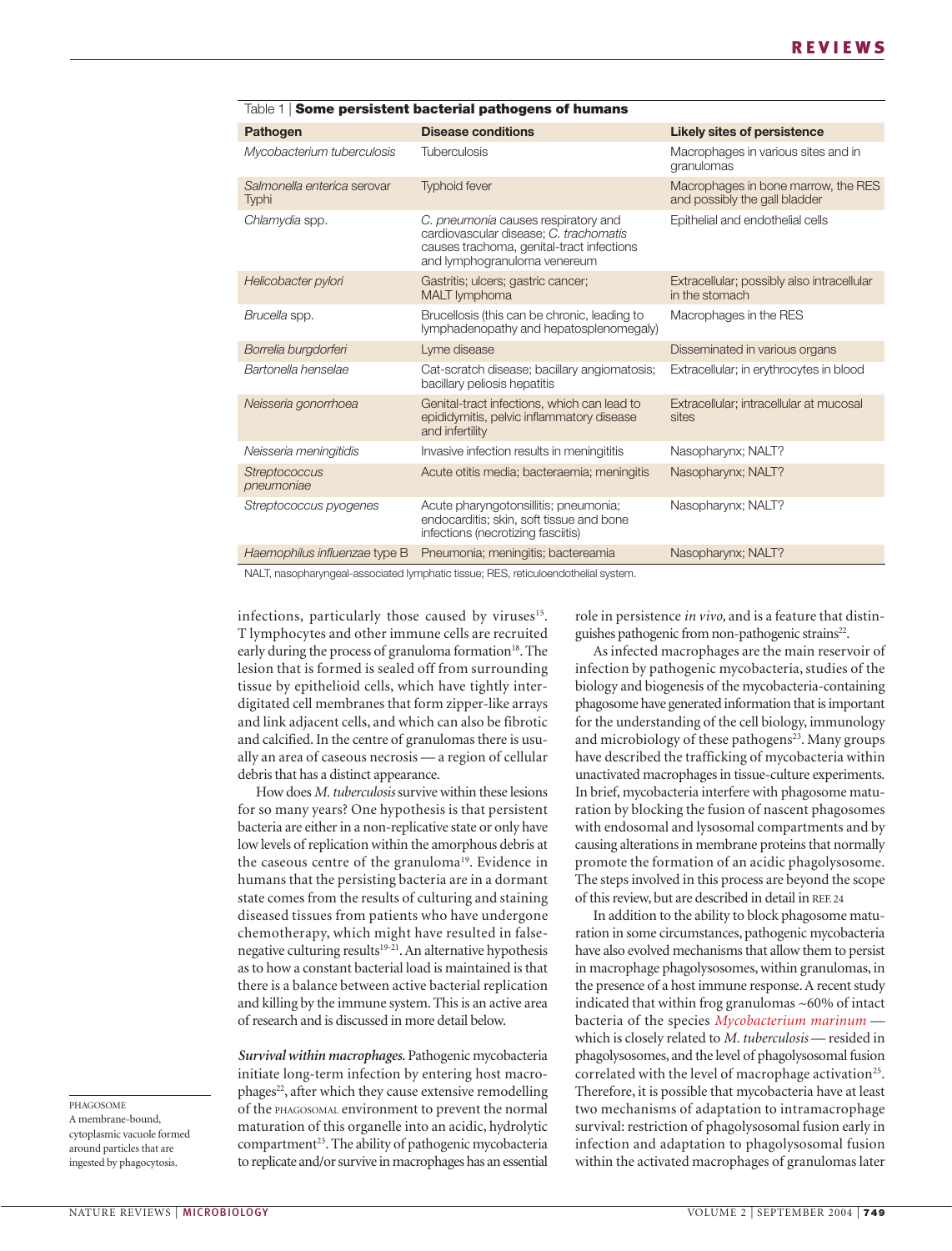Table 1 | **Some persistent bacterial pathogens of humans**

| Pathogen | Disease conditions | Likely sites of persistence |
|---|---|---|
| *Mycobacterium tuberculosis* | Tuberculosis | Macrophages in various sites and in granulomas |
| *Salmonella enterica* serovar Typhi | Typhoid fever | Macrophages in bone marrow, the RES and possibly the gall bladder |
| *Chlamydia* spp. | *C. pneumonia* causes respiratory and cardiovascular disease; *C. trachomatis* causes trachoma, genital-tract infections and lymphogranuloma venereum | Epithelial and endothelial cells |
| *Helicobacter pylori* | Gastritis; ulcers; gastric cancer; MALT lymphoma | Extracellular; possibly also intracellular in the stomach |
| *Brucella* spp. | Brucellosis (this can be chronic, leading to lymphadenopathy and hepatosplenomegaly) | Macrophages in the RES |
| *Borrelia burgdorferi* | Lyme disease | Disseminated in various organs |
| *Bartonella henselae* | Cat-scratch disease; bacillary angiomatosis; bacillary peliosis hepatitis | Extracellular; in erythrocytes in blood |
| *Neisseria gonorrhoea* | Genital-tract infections, which can lead to epididymitis, pelvic inflammatory disease and infertility | Extracellular; intracellular at mucosal sites |
| *Neisseria meningitidis* | Invasive infection results in meningititis | Nasopharynx; NALT? |
| *Streptococcus pneumoniae* | Acute otitis media; bacteraemia; meningitis | Nasopharynx; NALT? |
| *Streptococcus pyogenes* | Acute pharyngotonsillitis; pneumonia; endocarditis; skin, soft tissue and bone infections (necrotizing fasciitis) | Nasopharynx; NALT? |
| *Haemophilus influenzae* type B | Pneumonia; meningitis; bactereamia | Nasopharynx; NALT? |

NALT, nasopharyngeal-associated lymphatic tissue; RES, reticuloendothelial system.

infections, particularly those caused by viruses[15]. T lymphocytes and other immune cells are recruited early during the process of granuloma formation[18]. The lesion that is formed is sealed off from surrounding tissue by epithelioid cells, which have tightly interdigitated cell membranes that form zipper-like arrays and link adjacent cells, and which can also be fibrotic and calcified. In the centre of granulomas there is usually an area of caseous necrosis — a region of cellular debris that has a distinct appearance.

How does *M. tuberculosis* survive within these lesions for so many years? One hypothesis is that persistent bacteria are either in a non-replicative state or only have low levels of replication within the amorphous debris at the caseous centre of the granuloma[19]. Evidence in humans that the persisting bacteria are in a dormant state comes from the results of culturing and staining diseased tissues from patients who have undergone chemotherapy, which might have resulted in false-negative culturing results[19–21]. An alternative hypothesis as to how a constant bacterial load is maintained is that there is a balance between active bacterial replication and killing by the immune system. This is an active area of research and is discussed in more detail below.

***Survival within macrophages.*** Pathogenic mycobacteria initiate long-term infection by entering host macrophages[22], after which they cause extensive remodelling of the PHAGOSOMAL environment to prevent the normal maturation of this organelle into an acidic, hydrolytic compartment[23]. The ability of pathogenic mycobacteria to replicate and/or survive in macrophages has an essential role in persistence *in vivo*, and is a feature that distinguishes pathogenic from non-pathogenic strains[22].

As infected macrophages are the main reservoir of infection by pathogenic mycobacteria, studies of the biology and biogenesis of the mycobacteria-containing phagosome have generated information that is important for the understanding of the cell biology, immunology and microbiology of these pathogens[23]. Many groups have described the trafficking of mycobacteria within unactivated macrophages in tissue-culture experiments. In brief, mycobacteria interfere with phagosome maturation by blocking the fusion of nascent phagosomes with endosomal and lysosomal compartments and by causing alterations in membrane proteins that normally promote the formation of an acidic phagolysosome. The steps involved in this process are beyond the scope of this review, but are described in detail in REF. 24

In addition to the ability to block phagosome maturation in some circumstances, pathogenic mycobacteria have also evolved mechanisms that allow them to persist in macrophage phagolysosomes, within granulomas, in the presence of a host immune response. A recent study indicated that within frog granulomas ~60% of intact bacteria of the species *Mycobacterium marinum* — which is closely related to *M. tuberculosis* — resided in phagolysosomes, and the level of phagolysosomal fusion correlated with the level of macrophage activation[25]. Therefore, it is possible that mycobacteria have at least two mechanisms of adaptation to intramacrophage survival: restriction of phagolysosomal fusion early in infection and adaptation to phagolysosomal fusion within the activated macrophages of granulomas later

PHAGOSOME
A membrane-bound, cytoplasmic vacuole formed around particles that are ingested by phagocytosis.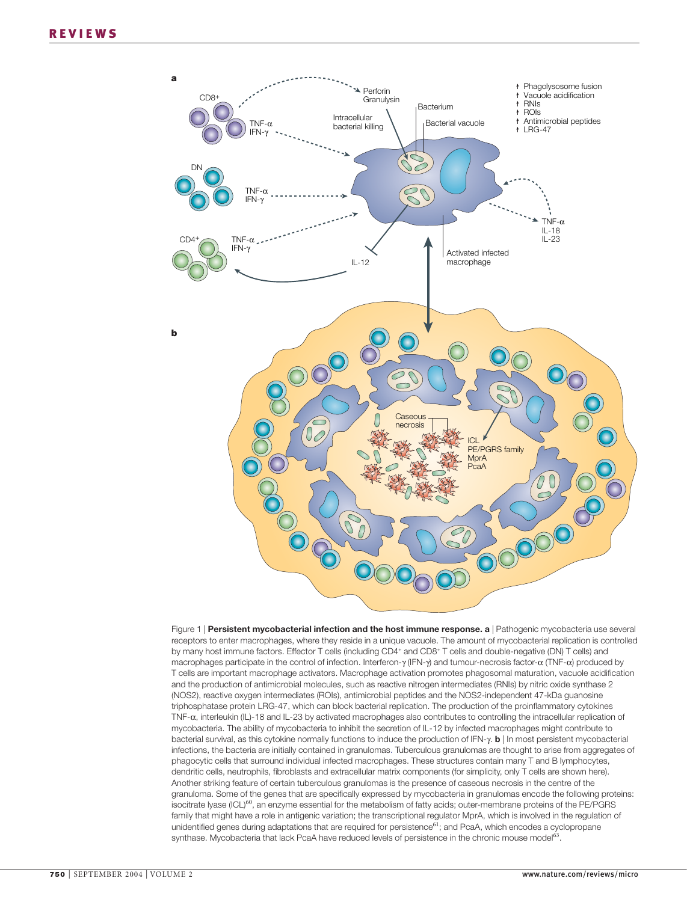Figure 1 | **Persistent mycobacterial infection and the host immune response. a** | Pathogenic mycobacteria use several receptors to enter macrophages, where they reside in a unique vacuole. The amount of mycobacterial replication is controlled by many host immune factors. Effector T cells (including CD4+ and CD8+ T cells and double-negative (DN) T cells) and macrophages participate in the control of infection. Interferon-γ (IFN-γ) and tumour-necrosis factor-α (TNF-α) produced by T cells are important macrophage activators. Macrophage activation promotes phagosomal maturation, vacuole acidification and the production of antimicrobial molecules, such as reactive nitrogen intermediates (RNIs) by nitric oxide synthase 2 (NOS2), reactive oxygen intermediates (ROIs), antimicrobial peptides and the NOS2-independent 47-kDa guanosine triphosphatase protein LRG-47, which can block bacterial replication. The production of the proinflammatory cytokines TNF-α, interleukin (IL)-18 and IL-23 by activated macrophages also contributes to controlling the intracellular replication of mycobacteria. The ability of mycobacteria to inhibit the secretion of IL-12 by infected macrophages might contribute to bacterial survival, as this cytokine normally functions to induce the production of IFN-γ. **b** | In most persistent mycobacterial infections, the bacteria are initially contained in granulomas. Tuberculous granulomas are thought to arise from aggregates of phagocytic cells that surround individual infected macrophages. These structures contain many T and B lymphocytes, dendritic cells, neutrophils, fibroblasts and extracellular matrix components (for simplicity, only T cells are shown here). Another striking feature of certain tuberculous granulomas is the presence of caseous necrosis in the centre of the granuloma. Some of the genes that are specifically expressed by mycobacteria in granulomas encode the following proteins: isocitrate lyase (ICL)[60], an enzyme essential for the metabolism of fatty acids; outer-membrane proteins of the PE/PGRS family that might have a role in antigenic variation; the transcriptional regulator MprA, which is involved in the regulation of unidentified genes during adaptations that are required for persistence[61]; and PcaA, which encodes a cyclopropane synthase. Mycobacteria that lack PcaA have reduced levels of persistence in the chronic mouse model[63].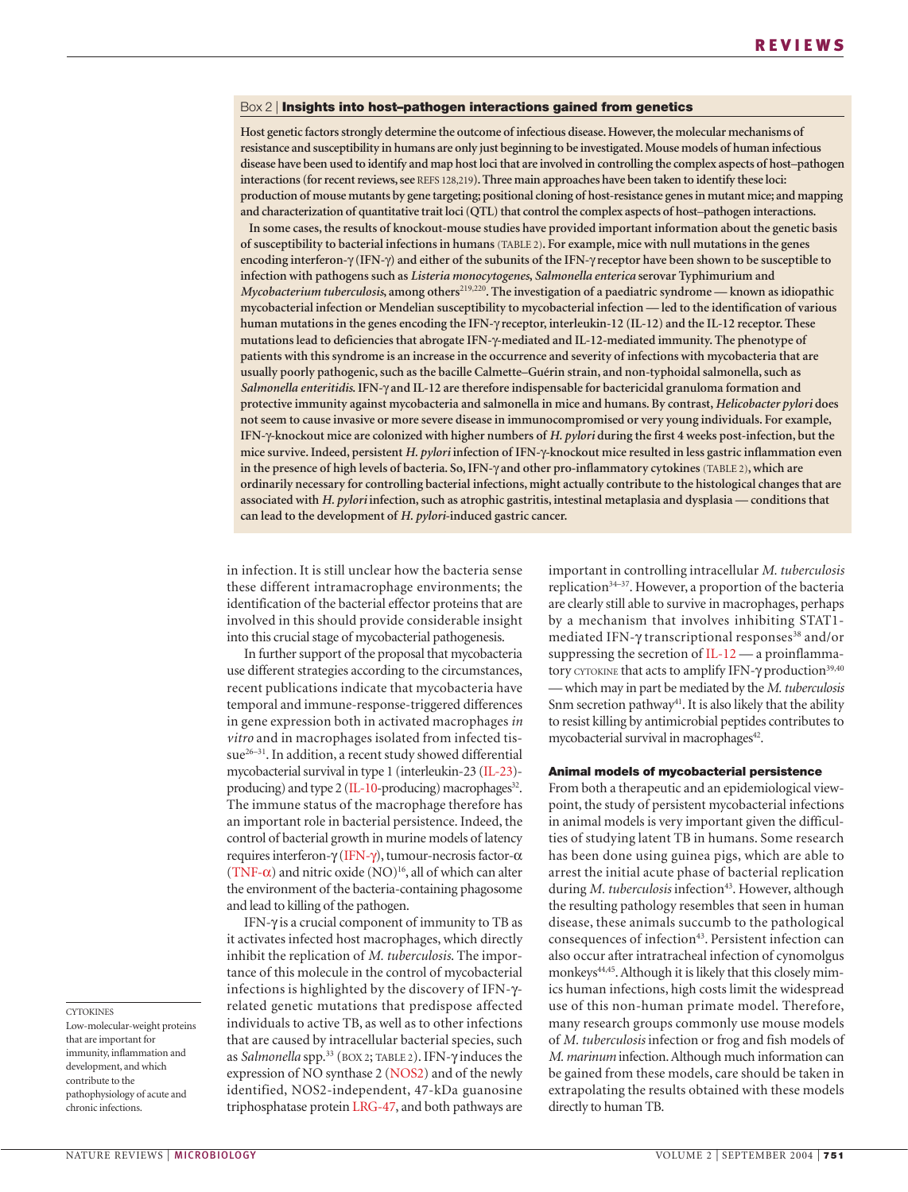### Box 2 | Insights into host–pathogen interactions gained from genetics

**Host genetic factors strongly determine the outcome of infectious disease. However, the molecular mechanisms of resistance and susceptibility in humans are only just beginning to be investigated. Mouse models of human infectious disease have been used to identify and map host loci that are involved in controlling the complex aspects of host–pathogen interactions (for recent reviews, see REFS 128,219). Three main approaches have been taken to identify these loci: production of mouse mutants by gene targeting; positional cloning of host-resistance genes in mutant mice; and mapping and characterization of quantitative trait loci (QTL) that control the complex aspects of host–pathogen interactions.**

**In some cases, the results of knockout-mouse studies have provided important information about the genetic basis of susceptibility to bacterial infections in humans (TABLE 2). For example, mice with null mutations in the genes encoding interferon-γ (IFN-γ) and either of the subunits of the IFN-γ receptor have been shown to be susceptible to infection with pathogens such as *Listeria monocytogenes*, *Salmonella enterica* serovar Typhimurium and *Mycobacterium tuberculosis*, among others[219,220]. The investigation of a paediatric syndrome — known as idiopathic mycobacterial infection or Mendelian susceptibility to mycobacterial infection — led to the identification of various human mutations in the genes encoding the IFN-γ receptor, interleukin-12 (IL-12) and the IL-12 receptor. These mutations lead to deficiencies that abrogate IFN-γ-mediated and IL-12-mediated immunity. The phenotype of patients with this syndrome is an increase in the occurrence and severity of infections with mycobacteria that are usually poorly pathogenic, such as the bacille Calmette–Guérin strain, and non-typhoidal salmonella, such as *Salmonella enteritidis*. IFN-γ and IL-12 are therefore indispensable for bactericidal granuloma formation and protective immunity against mycobacteria and salmonella in mice and humans. By contrast, *Helicobacter pylori* does not seem to cause invasive or more severe disease in immunocompromised or very young individuals. For example, IFN-γ-knockout mice are colonized with higher numbers of *H. pylori* during the first 4 weeks post-infection, but the mice survive. Indeed, persistent *H. pylori* infection of IFN-γ-knockout mice resulted in less gastric inflammation even in the presence of high levels of bacteria. So, IFN-γ and other pro-inflammatory cytokines (TABLE 2), which are ordinarily necessary for controlling bacterial infections, might actually contribute to the histological changes that are associated with *H. pylori* infection, such as atrophic gastritis, intestinal metaplasia and dysplasia — conditions that can lead to the development of *H. pylori*-induced gastric cancer.**

in infection. It is still unclear how the bacteria sense these different intramacrophage environments; the identification of the bacterial effector proteins that are involved in this should provide considerable insight into this crucial stage of mycobacterial pathogenesis.

In further support of the proposal that mycobacteria use different strategies according to the circumstances, recent publications indicate that mycobacteria have temporal and immune-response-triggered differences in gene expression both in activated macrophages *in vitro* and in macrophages isolated from infected tissue[26–31]. In addition, a recent study showed differential mycobacterial survival in type 1 (interleukin-23 (IL-23)-producing) and type 2 (IL-10-producing) macrophages[32]. The immune status of the macrophage therefore has an important role in bacterial persistence. Indeed, the control of bacterial growth in murine models of latency requires interferon-γ (IFN-γ), tumour-necrosis factor-α (TNF-α) and nitric oxide (NO)[16], all of which can alter the environment of the bacteria-containing phagosome and lead to killing of the pathogen.

IFN-γ is a crucial component of immunity to TB as it activates infected host macrophages, which directly inhibit the replication of *M. tuberculosis*. The importance of this molecule in the control of mycobacterial infections is highlighted by the discovery of IFN-γ-related genetic mutations that predispose affected individuals to active TB, as well as to other infections that are caused by intracellular bacterial species, such as *Salmonella* spp.[33] (BOX 2; TABLE 2). IFN-γ induces the expression of NO synthase 2 (NOS2) and of the newly identified, NOS2-independent, 47-kDa guanosine triphosphatase protein LRG-47, and both pathways are important in controlling intracellular *M. tuberculosis* replication[34–37]. However, a proportion of the bacteria are clearly still able to survive in macrophages, perhaps by a mechanism that involves inhibiting STAT1-mediated IFN-γ transcriptional responses[38] and/or suppressing the secretion of IL-12 — a proinflammatory CYTOKINE that acts to amplify IFN-γ production[39,40] — which may in part be mediated by the *M. tuberculosis* Snm secretion pathway[41]. It is also likely that the ability to resist killing by antimicrobial peptides contributes to mycobacterial survival in macrophages[42].

CYTOKINES
Low-molecular-weight proteins that are important for immunity, inflammation and development, and which contribute to the pathophysiology of acute and chronic infections.

### Animal models of mycobacterial persistence

From both a therapeutic and an epidemiological viewpoint, the study of persistent mycobacterial infections in animal models is very important given the difficulties of studying latent TB in humans. Some research has been done using guinea pigs, which are able to arrest the initial acute phase of bacterial replication during *M. tuberculosis* infection[43]. However, although the resulting pathology resembles that seen in human disease, these animals succumb to the pathological consequences of infection[43]. Persistent infection can also occur after intratracheal infection of cynomolgus monkeys[44,45]. Although it is likely that this closely mimics human infections, high costs limit the widespread use of this non-human primate model. Therefore, many research groups commonly use mouse models of *M. tuberculosis* infection or frog and fish models of *M. marinum* infection. Although much information can be gained from these models, care should be taken in extrapolating the results obtained with these models directly to human TB.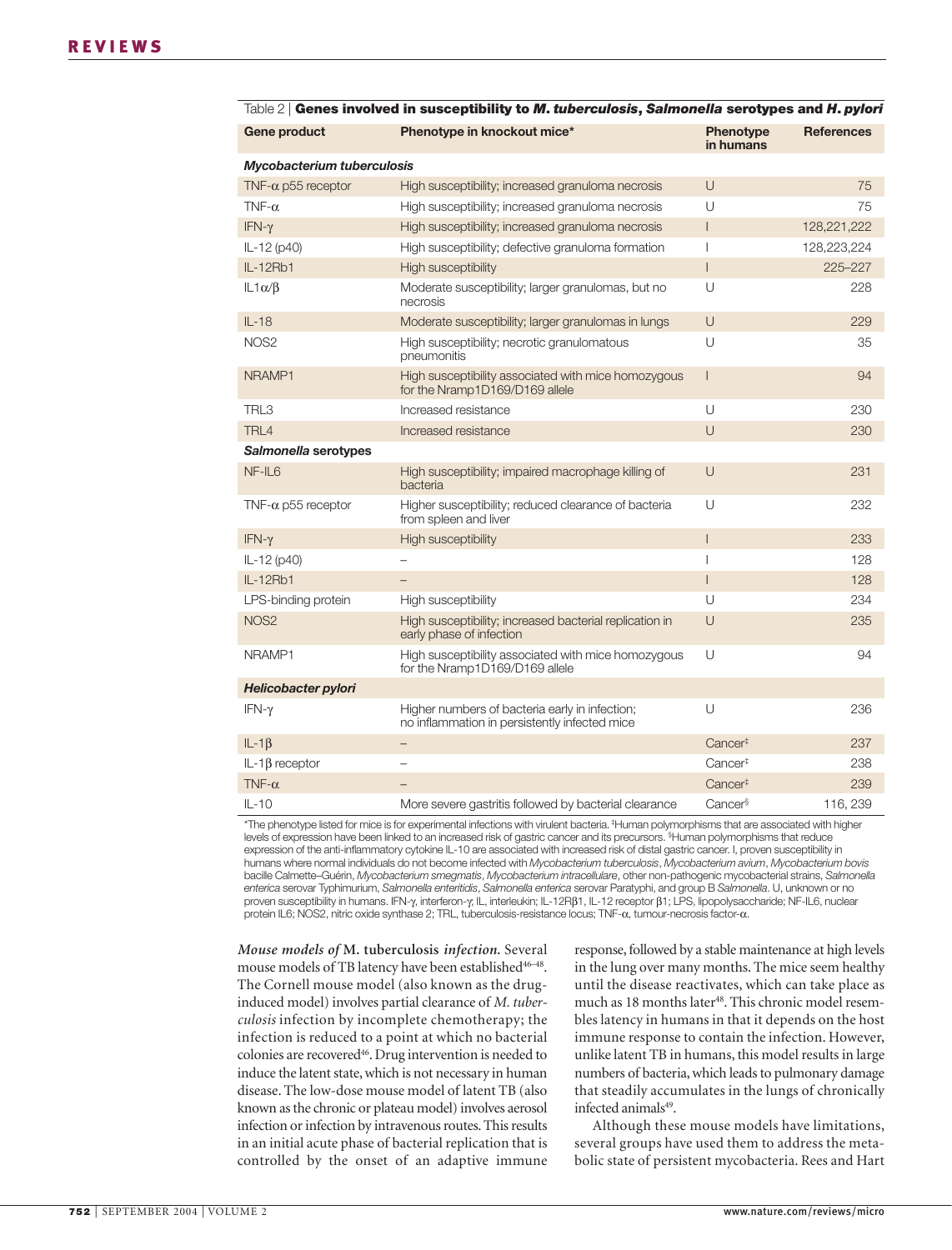Table 2 | **Genes involved in susceptibility to *M. tuberculosis*, *Salmonella* serotypes and *H. pylori***

| Gene product | Phenotype in knockout mice* | Phenotype in humans | References |
|---|---|---|---|
| ***Mycobacterium tuberculosis*** | | | |
| TNF-α p55 receptor | High susceptibility; increased granuloma necrosis | U | 75 |
| TNF-α | High susceptibility; increased granuloma necrosis | U | 75 |
| IFN-γ | High susceptibility; increased granuloma necrosis | I | 128,221,222 |
| IL-12 (p40) | High susceptibility; defective granuloma formation | I | 128,223,224 |
| IL-12Rb1 | High susceptibility | I | 225–227 |
| IL1α/β | Moderate susceptibility; larger granulomas, but no necrosis | U | 228 |
| IL-18 | Moderate susceptibility; larger granulomas in lungs | U | 229 |
| NOS2 | High susceptibility; necrotic granulomatous pneumonitis | U | 35 |
| NRAMP1 | High susceptibility associated with mice homozygous for the Nramp1D169/D169 allele | I | 94 |
| TRL3 | Increased resistance | U | 230 |
| TRL4 | Increased resistance | U | 230 |
| ***Salmonella* serotypes** | | | |
| NF-IL6 | High susceptibility; impaired macrophage killing of bacteria | U | 231 |
| TNF-α p55 receptor | Higher susceptibility; reduced clearance of bacteria from spleen and liver | U | 232 |
| IFN-γ | High susceptibility | I | 233 |
| IL-12 (p40) | – | I | 128 |
| IL-12Rb1 | – | I | 128 |
| LPS-binding protein | High susceptibility | U | 234 |
| NOS2 | High susceptibility; increased bacterial replication in early phase of infection | U | 235 |
| NRAMP1 | High susceptibility associated with mice homozygous for the Nramp1D169/D169 allele | U | 94 |
| ***Helicobacter pylori*** | | | |
| IFN-γ | Higher numbers of bacteria early in infection; no inflammation in persistently infected mice | U | 236 |
| IL-1β | – | Cancer[‡] | 237 |
| IL-1β receptor | – | Cancer[‡] | 238 |
| TNF-α | – | Cancer[‡] | 239 |
| IL-10 | More severe gastritis followed by bacterial clearance | Cancer[§] | 116, 239 |

*The phenotype listed for mice is for experimental infections with virulent bacteria. [‡]Human polymorphisms that are associated with higher levels of expression have been linked to an increased risk of gastric cancer and its precursors. [§]Human polymorphisms that reduce expression of the anti-inflammatory cytokine IL-10 are associated with increased risk of distal gastric cancer. I, proven susceptibility in humans where normal individuals do not become infected with *Mycobacterium tuberculosis*, *Mycobacterium avium*, *Mycobacterium bovis* bacille Calmette–Guérin, *Mycobacterium smegmatis*, *Mycobacterium intracellulare*, other non-pathogenic mycobacterial strains, *Salmonella enterica* serovar Typhimurium, *Salmonella enteritidis*, *Salmonella enterica* serovar Paratyphi, and group B *Salmonella*. U, unknown or no proven susceptibility in humans. IFN-γ, interferon-γ; IL, interleukin; IL-12Rβ1, IL-12 receptor β1; LPS, lipopolysaccharide; NF-IL6, nuclear protein IL6; NOS2, nitric oxide synthase 2; TRL, tuberculosis-resistance locus; TNF-α, tumour-necrosis factor-α.

***Mouse models of* M. tuberculosis *infection.*** Several mouse models of TB latency have been established[46–48]. The Cornell mouse model (also known as the drug-induced model) involves partial clearance of *M. tuberculosis* infection by incomplete chemotherapy; the infection is reduced to a point at which no bacterial colonies are recovered[46]. Drug intervention is needed to induce the latent state, which is not necessary in human disease. The low-dose mouse model of latent TB (also known as the chronic or plateau model) involves aerosol infection or infection by intravenous routes. This results in an initial acute phase of bacterial replication that is controlled by the onset of an adaptive immune response, followed by a stable maintenance at high levels in the lung over many months. The mice seem healthy until the disease reactivates, which can take place as much as 18 months later[48]. This chronic model resembles latency in humans in that it depends on the host immune response to contain the infection. However, unlike latent TB in humans, this model results in large numbers of bacteria, which leads to pulmonary damage that steadily accumulates in the lungs of chronically infected animals[49].

Although these mouse models have limitations, several groups have used them to address the metabolic state of persistent mycobacteria. Rees and Hart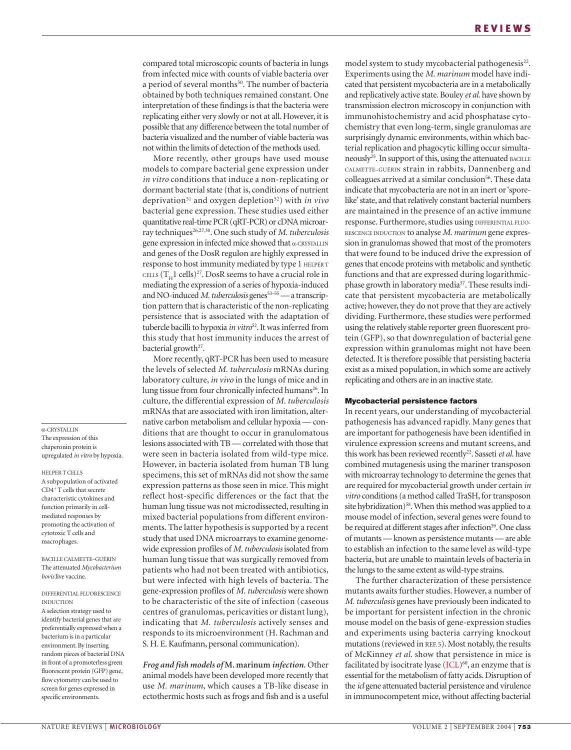compared total microscopic counts of bacteria in lungs from infected mice with counts of viable bacteria over a period of several months[50]. The number of bacteria obtained by both techniques remained constant. One interpretation of these findings is that the bacteria were replicating either very slowly or not at all. However, it is possible that any difference between the total number of bacteria visualized and the number of viable bacteria was not within the limits of detection of the methods used.

More recently, other groups have used mouse models to compare bacterial gene expression under *in vitro* conditions that induce a non-replicating or dormant bacterial state (that is, conditions of nutrient deprivation[51] and oxygen depletion[52]) with *in vivo* bacterial gene expression. These studies used either quantitative real-time PCR (qRT-PCR) or cDNA microarray techniques[26,27,30]. One such study of *M. tuberculosis* gene expression in infected mice showed that α-CRYSTALLIN and genes of the DosR regulon are highly expressed in response to host immunity mediated by type 1 HELPER T CELLS ($T_H1$ cells)[27]. DosR seems to have a crucial role in mediating the expression of a series of hypoxia-induced and NO-induced *M. tuberculosis* genes[53–55] — a transcription pattern that is characteristic of the non-replicating persistence that is associated with the adaptation of tubercle bacilli to hypoxia *in vitro*[52]. It was inferred from this study that host immunity induces the arrest of bacterial growth[27].

More recently, qRT-PCR has been used to measure the levels of selected *M. tuberculosis* mRNAs during laboratory culture, *in vivo* in the lungs of mice and in lung tissue from four chronically infected humans[26]. In culture, the differential expression of *M. tuberculosis* mRNAs that are associated with iron limitation, alternative carbon metabolism and cellular hypoxia — conditions that are thought to occur in granulomatous lesions associated with TB — correlated with those that were seen in bacteria isolated from wild-type mice. However, in bacteria isolated from human TB lung specimens, this set of mRNAs did not show the same expression patterns as those seen in mice. This might reflect host-specific differences or the fact that the human lung tissue was not microdissected, resulting in mixed bacterial populations from different environments. The latter hypothesis is supported by a recent study that used DNA microarrays to examine genome-wide expression profiles of *M. tuberculosis* isolated from human lung tissue that was surgically removed from patients who had not been treated with antibiotics, but were infected with high levels of bacteria. The gene-expression profiles of *M. tuberculosis* were shown to be characteristic of the site of infection (caseous centres of granulomas, pericavities or distant lung), indicating that *M. tuberculosis* actively senses and responds to its microenvironment (H. Rachman and S. H. E. Kaufmann, personal communication).

***Frog and fish models of* M. marinum *infection.*** Other animal models have been developed more recently that use *M. marinum*, which causes a TB-like disease in ectothermic hosts such as frogs and fish and is a useful model system to study mycobacterial pathogenesis[22]. Experiments using the *M. marinum* model have indicated that persistent mycobacteria are in a metabolically and replicatively active state. Bouley *et al.* have shown by transmission electron microscopy in conjunction with immunohistochemistry and acid phosphatase cytochemistry that even long-term, single granulomas are surprisingly dynamic environments, within which bacterial replication and phagocytic killing occur simultaneously[25]. In support of this, using the attenuated BACILLE CALMETTE–GUÉRIN strain in rabbits, Dannenberg and colleagues arrived at a similar conclusion[56]. These data indicate that mycobacteria are not in an inert or 'spore-like' state, and that relatively constant bacterial numbers are maintained in the presence of an active immune response. Furthermore, studies using DIFFERENTIAL FLUORESCENCE INDUCTION to analyse *M. marinum* gene expression in granulomas showed that most of the promoters that were found to be induced drive the expression of genes that encode proteins with metabolic and synthetic functions and that are expressed during logarithmic-phase growth in laboratory media[57]. These results indicate that persistent mycobacteria are metabolically active; however, they do not prove that they are actively dividing. Furthermore, these studies were performed using the relatively stable reporter green fluorescent protein (GFP), so that downregulation of bacterial gene expression within granulomas might not have been detected. It is therefore possible that persisting bacteria exist as a mixed population, in which some are actively replicating and others are in an inactive state.

#### Mycobacterial persistence factors

In recent years, our understanding of mycobacterial pathogenesis has advanced rapidly. Many genes that are important for pathogenesis have been identified in virulence expression screens and mutant screens, and this work has been reviewed recently[22]. Sasseti *et al.* have combined mutagenesis using the mariner transposon with microarray technology to determine the genes that are required for mycobacterial growth under certain *in vitro* conditions (a method called TraSH, for transposon site hybridization)[58]. When this method was applied to a mouse model of infection, several genes were found to be required at different stages after infection[59]. One class of mutants — known as persistence mutants — are able to establish an infection to the same level as wild-type bacteria, but are unable to maintain levels of bacteria in the lungs to the same extent as wild-type strains.

The further characterization of these persistence mutants awaits further studies. However, a number of *M. tuberculosis* genes have previously been indicated to be important for persistent infection in the chronic mouse model on the basis of gene-expression studies and experiments using bacteria carrying knockout mutations (reviewed in REF. 5). Most notably, the results of McKinney *et al.* show that persistence in mice is facilitated by isocitrate lyase (ICL)[60], an enzyme that is essential for the metabolism of fatty acids. Disruption of the *icl* gene attenuated bacterial persistence and virulence in immunocompetent mice, without affecting bacterial

---

α-CRYSTALLIN
The expression of this chaperonin protein is upregulated *in vitro* by hypoxia.

HELPER T CELLS
A subpopulation of activated $CD4^+$ T cells that secrete characteristic cytokines and function primarily in cell-mediated responses by promoting the activation of cytotoxic T cells and macrophages.

BACILLE CALMETTE–GUÉRIN
The attenuated *Mycobacterium bovis* live vaccine.

DIFFERENTIAL FLUORESCENCE INDUCTION
A selection strategy used to identify bacterial genes that are preferentially expressed when a bacterium is in a particular environment. By inserting random pieces of bacterial DNA in front of a promoterless green fluorescent protein (GFP) gene, flow cytometry can be used to screen for genes expressed in specific environments.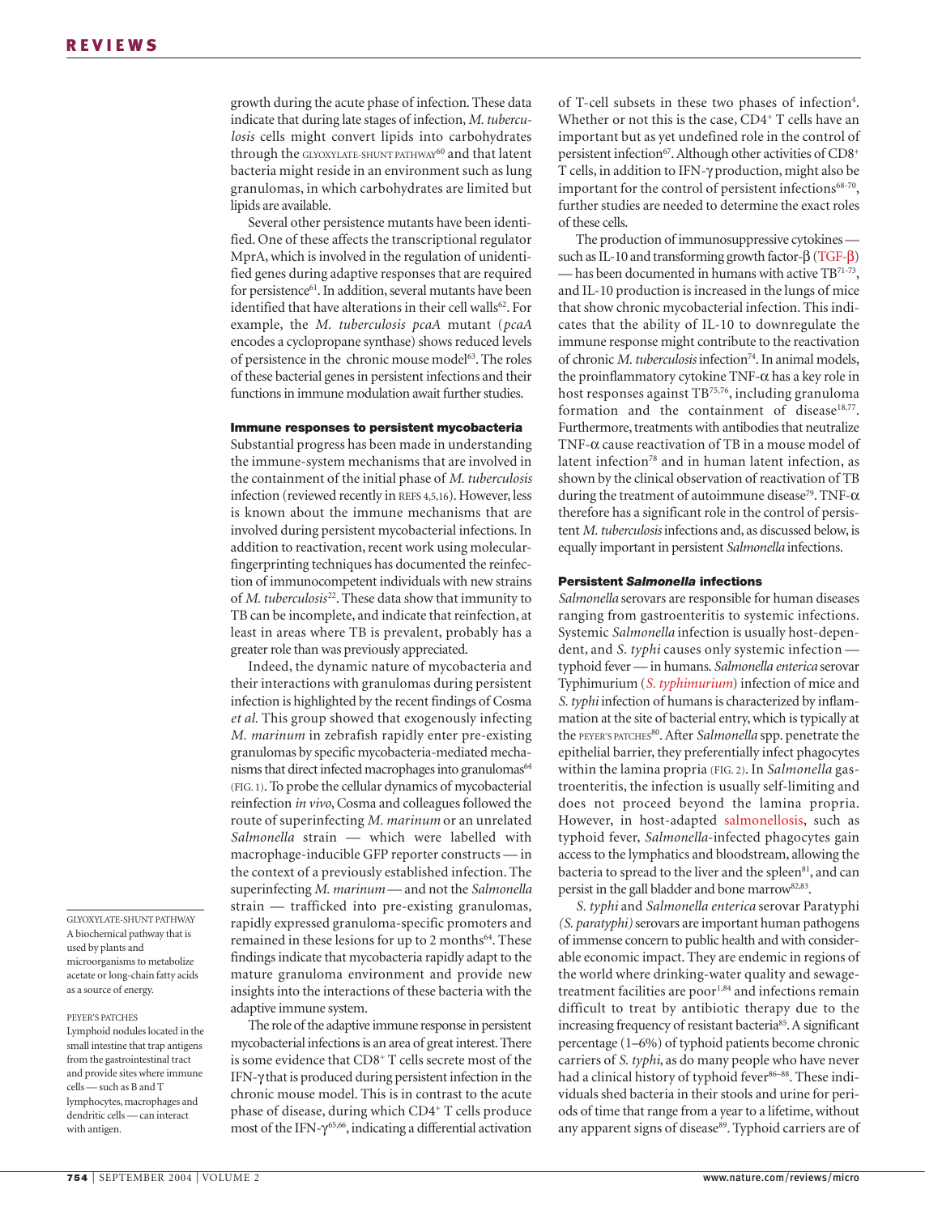growth during the acute phase of infection. These data indicate that during late stages of infection, *M. tuberculosis* cells might convert lipids into carbohydrates through the GLYOXYLATE-SHUNT PATHWAY[60] and that latent bacteria might reside in an environment such as lung granulomas, in which carbohydrates are limited but lipids are available.

Several other persistence mutants have been identified. One of these affects the transcriptional regulator MprA, which is involved in the regulation of unidentified genes during adaptive responses that are required for persistence[61]. In addition, several mutants have been identified that have alterations in their cell walls[62]. For example, the *M. tuberculosis pcaA* mutant (*pcaA* encodes a cyclopropane synthase) shows reduced levels of persistence in the chronic mouse model[63]. The roles of these bacterial genes in persistent infections and their functions in immune modulation await further studies.

### Immune responses to persistent mycobacteria

Substantial progress has been made in understanding the immune-system mechanisms that are involved in the containment of the initial phase of *M. tuberculosis* infection (reviewed recently in REFS 4,5,16). However, less is known about the immune mechanisms that are involved during persistent mycobacterial infections. In addition to reactivation, recent work using molecular-fingerprinting techniques has documented the reinfection of immunocompetent individuals with new strains of *M. tuberculosis*[22]. These data show that immunity to TB can be incomplete, and indicate that reinfection, at least in areas where TB is prevalent, probably has a greater role than was previously appreciated.

Indeed, the dynamic nature of mycobacteria and their interactions with granulomas during persistent infection is highlighted by the recent findings of Cosma *et al.* This group showed that exogenously infecting *M. marinum* in zebrafish rapidly enter pre-existing granulomas by specific mycobacteria-mediated mechanisms that direct infected macrophages into granulomas[64] (FIG. 1). To probe the cellular dynamics of mycobacterial reinfection *in vivo*, Cosma and colleagues followed the route of superinfecting *M. marinum* or an unrelated *Salmonella* strain — which were labelled with macrophage-inducible GFP reporter constructs — in the context of a previously established infection. The superinfecting *M. marinum* — and not the *Salmonella* strain — trafficked into pre-existing granulomas, rapidly expressed granuloma-specific promoters and remained in these lesions for up to 2 months[64]. These findings indicate that mycobacteria rapidly adapt to the mature granuloma environment and provide new insights into the interactions of these bacteria with the adaptive immune system.

The role of the adaptive immune response in persistent mycobacterial infections is an area of great interest. There is some evidence that CD8+ T cells secrete most of the IFN-γ that is produced during persistent infection in the chronic mouse model. This is in contrast to the acute phase of disease, during which CD4+ T cells produce most of the IFN-γ[65,66], indicating a differential activation of T-cell subsets in these two phases of infection[4]. Whether or not this is the case, CD4+ T cells have an important but as yet undefined role in the control of persistent infection[67]. Although other activities of CD8+ T cells, in addition to IFN-γ production, might also be important for the control of persistent infections[68–70], further studies are needed to determine the exact roles of these cells.

The production of immunosuppressive cytokines — such as IL-10 and transforming growth factor-β (TGF-β) — has been documented in humans with active TB[71–73], and IL-10 production is increased in the lungs of mice that show chronic mycobacterial infection. This indicates that the ability of IL-10 to downregulate the immune response might contribute to the reactivation of chronic *M. tuberculosis* infection[74]. In animal models, the proinflammatory cytokine TNF-α has a key role in host responses against TB[75,76], including granuloma formation and the containment of disease[18,77]. Furthermore, treatments with antibodies that neutralize TNF-α cause reactivation of TB in a mouse model of latent infection[78] and in human latent infection, as shown by the clinical observation of reactivation of TB during the treatment of autoimmune disease[79]. TNF-α therefore has a significant role in the control of persistent *M. tuberculosis* infections and, as discussed below, is equally important in persistent *Salmonella* infections.

### Persistent *Salmonella* infections

*Salmonella* serovars are responsible for human diseases ranging from gastroenteritis to systemic infections. Systemic *Salmonella* infection is usually host-dependent, and *S. typhi* causes only systemic infection — typhoid fever — in humans. *Salmonella enterica* serovar Typhimurium (*S. typhimurium*) infection of mice and *S. typhi* infection of humans is characterized by inflammation at the site of bacterial entry, which is typically at the PEYER'S PATCHES[80]. After *Salmonella* spp. penetrate the epithelial barrier, they preferentially infect phagocytes within the lamina propria (FIG. 2). In *Salmonella* gastroenteritis, the infection is usually self-limiting and does not proceed beyond the lamina propria. However, in host-adapted salmonellosis, such as typhoid fever, *Salmonella*-infected phagocytes gain access to the lymphatics and bloodstream, allowing the bacteria to spread to the liver and the spleen[81], and can persist in the gall bladder and bone marrow[82,83].

*S. typhi* and *Salmonella enterica* serovar Paratyphi (*S. paratyphi*) serovars are important human pathogens of immense concern to public health and with considerable economic impact. They are endemic in regions of the world where drinking-water quality and sewage-treatment facilities are poor[1,84] and infections remain difficult to treat by antibiotic therapy due to the increasing frequency of resistant bacteria[85]. A significant percentage (1–6%) of typhoid patients become chronic carriers of *S. typhi*, as do many people who have never had a clinical history of typhoid fever[86–88]. These individuals shed bacteria in their stools and urine for periods of time that range from a year to a lifetime, without any apparent signs of disease[89]. Typhoid carriers are of

GLYOXYLATE-SHUNT PATHWAY
A biochemical pathway that is used by plants and microorganisms to metabolize acetate or long-chain fatty acids as a source of energy.

PEYER'S PATCHES
Lymphoid nodules located in the small intestine that trap antigens from the gastrointestinal tract and provide sites where immune cells — such as B and T lymphocytes, macrophages and dendritic cells — can interact with antigen.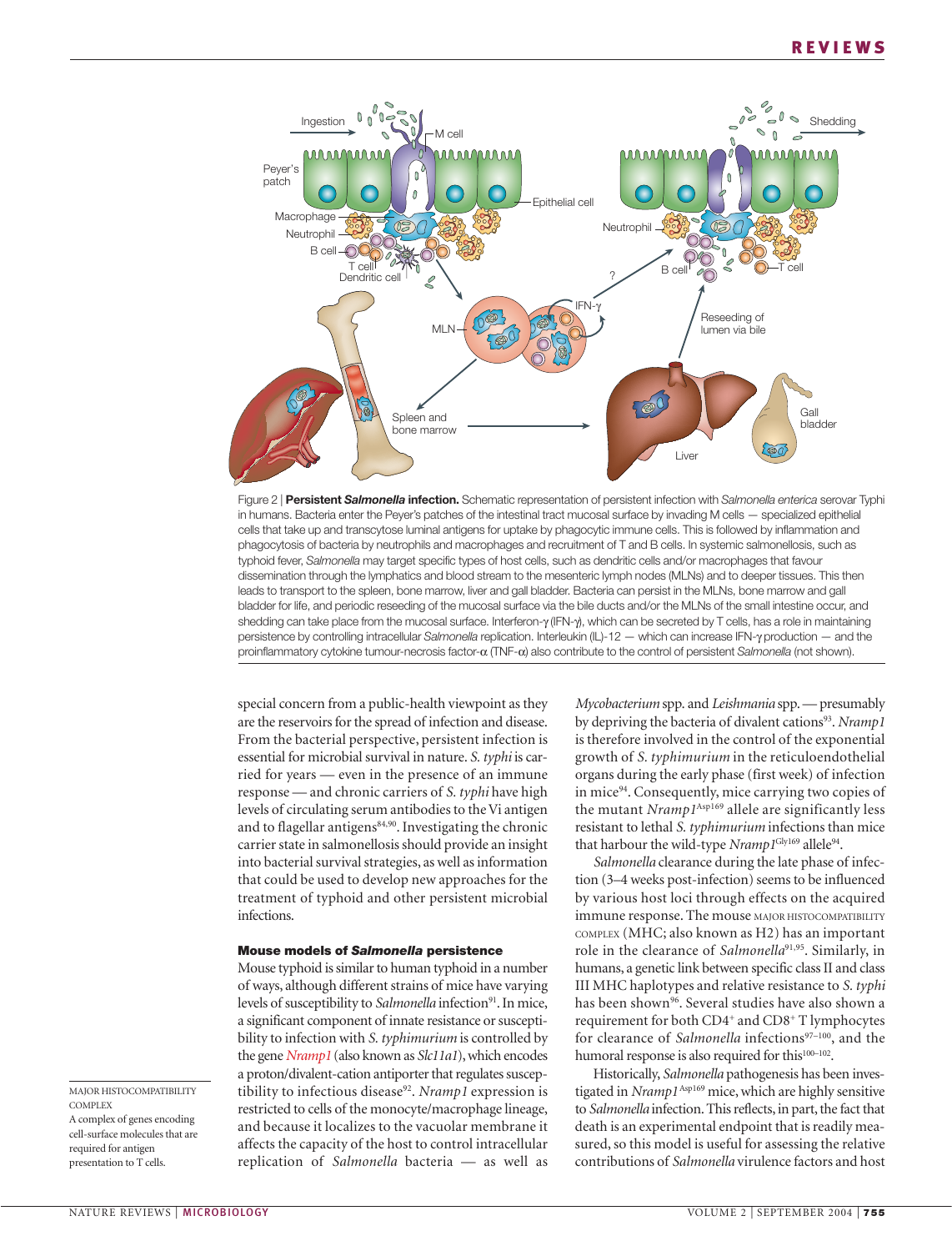Figure 2 | **Persistent *Salmonella* infection.** Schematic representation of persistent infection with *Salmonella enterica* serovar Typhi in humans. Bacteria enter the Peyer's patches of the intestinal tract mucosal surface by invading M cells — specialized epithelial cells that take up and transcytose luminal antigens for uptake by phagocytic immune cells. This is followed by inflammation and phagocytosis of bacteria by neutrophils and macrophages and recruitment of T and B cells. In systemic salmonellosis, such as typhoid fever, *Salmonella* may target specific types of host cells, such as dendritic cells and/or macrophages that favour dissemination through the lymphatics and blood stream to the mesenteric lymph nodes (MLNs) and to deeper tissues. This then leads to transport to the spleen, bone marrow, liver and gall bladder. Bacteria can persist in the MLNs, bone marrow and gall bladder for life, and periodic reseeding of the mucosal surface via the bile ducts and/or the MLNs of the small intestine occur, and shedding can take place from the mucosal surface. Interferon-γ (IFN-γ), which can be secreted by T cells, has a role in maintaining persistence by controlling intracellular *Salmonella* replication. Interleukin (IL)-12 — which can increase IFN-γ production — and the proinflammatory cytokine tumour-necrosis factor-α (TNF-α) also contribute to the control of persistent *Salmonella* (not shown).

special concern from a public-health viewpoint as they are the reservoirs for the spread of infection and disease. From the bacterial perspective, persistent infection is essential for microbial survival in nature. *S. typhi* is carried for years — even in the presence of an immune response — and chronic carriers of *S. typhi* have high levels of circulating serum antibodies to the Vi antigen and to flagellar antigens[84,90]. Investigating the chronic carrier state in salmonellosis should provide an insight into bacterial survival strategies, as well as information that could be used to develop new approaches for the treatment of typhoid and other persistent microbial infections.

### Mouse models of *Salmonella* persistence

Mouse typhoid is similar to human typhoid in a number of ways, although different strains of mice have varying levels of susceptibility to *Salmonella* infection[91]. In mice, a significant component of innate resistance or susceptibility to infection with *S. typhimurium* is controlled by the gene *Nramp1* (also known as *Slc11a1*), which encodes a proton/divalent-cation antiporter that regulates susceptibility to infectious disease[92]. *Nramp1* expression is restricted to cells of the monocyte/macrophage lineage, and because it localizes to the vacuolar membrane it affects the capacity of the host to control intracellular replication of *Salmonella* bacteria — as well as *Mycobacterium* spp. and *Leishmania* spp. — presumably by depriving the bacteria of divalent cations[93]. *Nramp1* is therefore involved in the control of the exponential growth of *S. typhimurium* in the reticuloendothelial organs during the early phase (first week) of infection in mice[94]. Consequently, mice carrying two copies of the mutant *Nramp1*$^{Asp169}$ allele are significantly less resistant to lethal *S. typhimurium* infections than mice that harbour the wild-type *Nramp1*$^{Gly169}$ allele[94].

*Salmonella* clearance during the late phase of infection (3–4 weeks post-infection) seems to be influenced by various host loci through effects on the acquired immune response. The mouse MAJOR HISTOCOMPATIBILITY COMPLEX (MHC; also known as H2) has an important role in the clearance of *Salmonella*[91,95]. Similarly, in humans, a genetic link between specific class II and class III MHC haplotypes and relative resistance to *S. typhi* has been shown[96]. Several studies have also shown a requirement for both $CD4^+$ and $CD8^+$ T lymphocytes for clearance of *Salmonella* infections[97–100], and the humoral response is also required for this[100–102].

Historically, *Salmonella* pathogenesis has been investigated in *Nramp1*$^{Asp169}$ mice, which are highly sensitive to *Salmonella* infection. This reflects, in part, the fact that death is an experimental endpoint that is readily measured, so this model is useful for assessing the relative contributions of *Salmonella* virulence factors and host

MAJOR HISTOCOMPATIBILITY COMPLEX
A complex of genes encoding cell-surface molecules that are required for antigen presentation to T cells.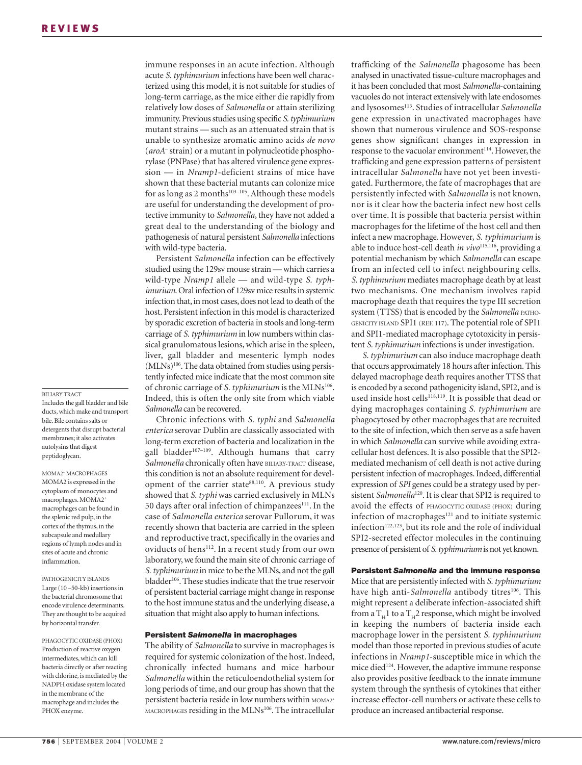immune responses in an acute infection. Although acute *S. typhimurium* infections have been well characterized using this model, it is not suitable for studies of long-term carriage, as the mice either die rapidly from relatively low doses of *Salmonella* or attain sterilizing immunity. Previous studies using specific *S. typhimurium* mutant strains — such as an attenuated strain that is unable to synthesize aromatic amino acids *de novo* (*aroA*$^-$ strain) or a mutant in polynucleotide phosphorylase (PNPase) that has altered virulence gene expression — in *Nramp1*-deficient strains of mice have shown that these bacterial mutants can colonize mice for as long as 2 months[103–105]. Although these models are useful for understanding the development of protective immunity to *Salmonella*, they have not added a great deal to the understanding of the biology and pathogenesis of natural persistent *Salmonella* infections with wild-type bacteria.

Persistent *Salmonella* infection can be effectively studied using the 129sv mouse strain — which carries a wild-type *Nramp1* allele — and wild-type *S. typhimurium*. Oral infection of 129sv mice results in systemic infection that, in most cases, does not lead to death of the host. Persistent infection in this model is characterized by sporadic excretion of bacteria in stools and long-term carriage of *S. typhimurium* in low numbers within classical granulomatous lesions, which arise in the spleen, liver, gall bladder and mesenteric lymph nodes (MLNs)[106]. The data obtained from studies using persistently infected mice indicate that the most common site of chronic carriage of *S. typhimurium* is the MLNs[106]. Indeed, this is often the only site from which viable *Salmonella* can be recovered.

Chronic infections with *S. typhi* and *Salmonella enterica* serovar Dublin are classically associated with long-term excretion of bacteria and localization in the gall bladder[107–109]. Although humans that carry *Salmonella* chronically often have BILIARY-TRACT disease, this condition is not an absolute requirement for development of the carrier state[88,110]. A previous study showed that *S. typhi* was carried exclusively in MLNs 50 days after oral infection of chimpanzees[111]. In the case of *Salmonella enterica* serovar Pullorum, it was recently shown that bacteria are carried in the spleen and reproductive tract, specifically in the ovaries and oviducts of hens[112]. In a recent study from our own laboratory, we found the main site of chronic carriage of *S. typhimurium* in mice to be the MLNs, and not the gall bladder[106]. These studies indicate that the true reservoir of persistent bacterial carriage might change in response to the host immune status and the underlying disease, a situation that might also apply to human infections.

### Persistent *Salmonella* in macrophages

The ability of *Salmonella* to survive in macrophages is required for systemic colonization of the host. Indeed, chronically infected humans and mice harbour *Salmonella* within the reticuloendothelial system for long periods of time, and our group has shown that the persistent bacteria reside in low numbers within MOMA2$^+$ MACROPHAGES residing in the MLNs[106]. The intracellular trafficking of the *Salmonella* phagosome has been analysed in unactivated tissue-culture macrophages and it has been concluded that most *Salmonella*-containing vacuoles do not interact extensively with late endosomes and lysosomes[113]. Studies of intracellular *Salmonella* gene expression in unactivated macrophages have shown that numerous virulence and SOS-response genes show significant changes in expression in response to the vacuolar environment[114]. However, the trafficking and gene expression patterns of persistent intracellular *Salmonella* have not yet been investigated. Furthermore, the fate of macrophages that are persistently infected with *Salmonella* is not known, nor is it clear how the bacteria infect new host cells over time. It is possible that bacteria persist within macrophages for the lifetime of the host cell and then infect a new macrophage. However, *S. typhimurium* is able to induce host-cell death *in vivo*[115,116], providing a potential mechanism by which *Salmonella* can escape from an infected cell to infect neighbouring cells. *S. typhimurium* mediates macrophage death by at least two mechanisms. One mechanism involves rapid macrophage death that requires the type III secretion system (TTSS) that is encoded by the *Salmonella* PATHOGENICITY ISLAND SPI1 (REF. 117). The potential role of SPI1 and SPI1-mediated macrophage cytotoxicity in persistent *S. typhimurium* infections is under investigation.

*S. typhimurium* can also induce macrophage death that occurs approximately 18 hours after infection. This delayed macrophage death requires another TTSS that is encoded by a second pathogenicity island, SPI2, and is used inside host cells[118,119]. It is possible that dead or dying macrophages containing *S. typhimurium* are phagocytosed by other macrophages that are recruited to the site of infection, which then serve as a safe haven in which *Salmonella* can survive while avoiding extracellular host defences. It is also possible that the SPI2-mediated mechanism of cell death is not active during persistent infection of macrophages. Indeed, differential expression of *SPI* genes could be a strategy used by persistent *Salmonella*[120]. It is clear that SPI2 is required to avoid the effects of PHAGOCYTIC OXIDASE (PHOX) during infection of macrophages[121] and to initiate systemic infection[122,123], but its role and the role of individual SPI2-secreted effector molecules in the continuing presence of persistent of *S. typhimurium* is not yet known.

### Persistent *Salmonella* and the immune response

Mice that are persistently infected with *S. typhimurium* have high anti-*Salmonella* antibody titres[106]. This might represent a deliberate infection-associated shift from a $T_H1$ to a $T_H2$ response, which might be involved in keeping the numbers of bacteria inside each macrophage lower in the persistent *S. typhimurium* model than those reported in previous studies of acute infections in *Nramp1*-susceptible mice in which the mice died[124]. However, the adaptive immune response also provides positive feedback to the innate immune system through the synthesis of cytokines that either increase effector-cell numbers or activate these cells to produce an increased antibacterial response.

---

BILIARY TRACT
Includes the gall bladder and bile ducts, which make and transport bile. Bile contains salts or detergents that disrupt bacterial membranes; it also activates autolysins that digest peptidoglycan.

MOMA2$^+$ MACROPHAGES
MOMA2 is expressed in the cytoplasm of monocytes and macrophages. MOMA2$^+$ macrophages can be found in the splenic red pulp, in the cortex of the thymus, in the subcapsule and medullary regions of lymph nodes and in sites of acute and chronic inflammation.

PATHOGENICITY ISLANDS
Large (10–50-kb) insertions in the bacterial chromosome that encode virulence determinants. They are thought to be acquired by horizontal transfer.

PHAGOCYTIC OXIDASE (PHOX)
Production of reactive oxygen intermediates, which can kill bacteria directly or after reacting with chlorine, is mediated by the NADPH oxidase system located in the membrane of the macrophage and includes the PHOX enzyme.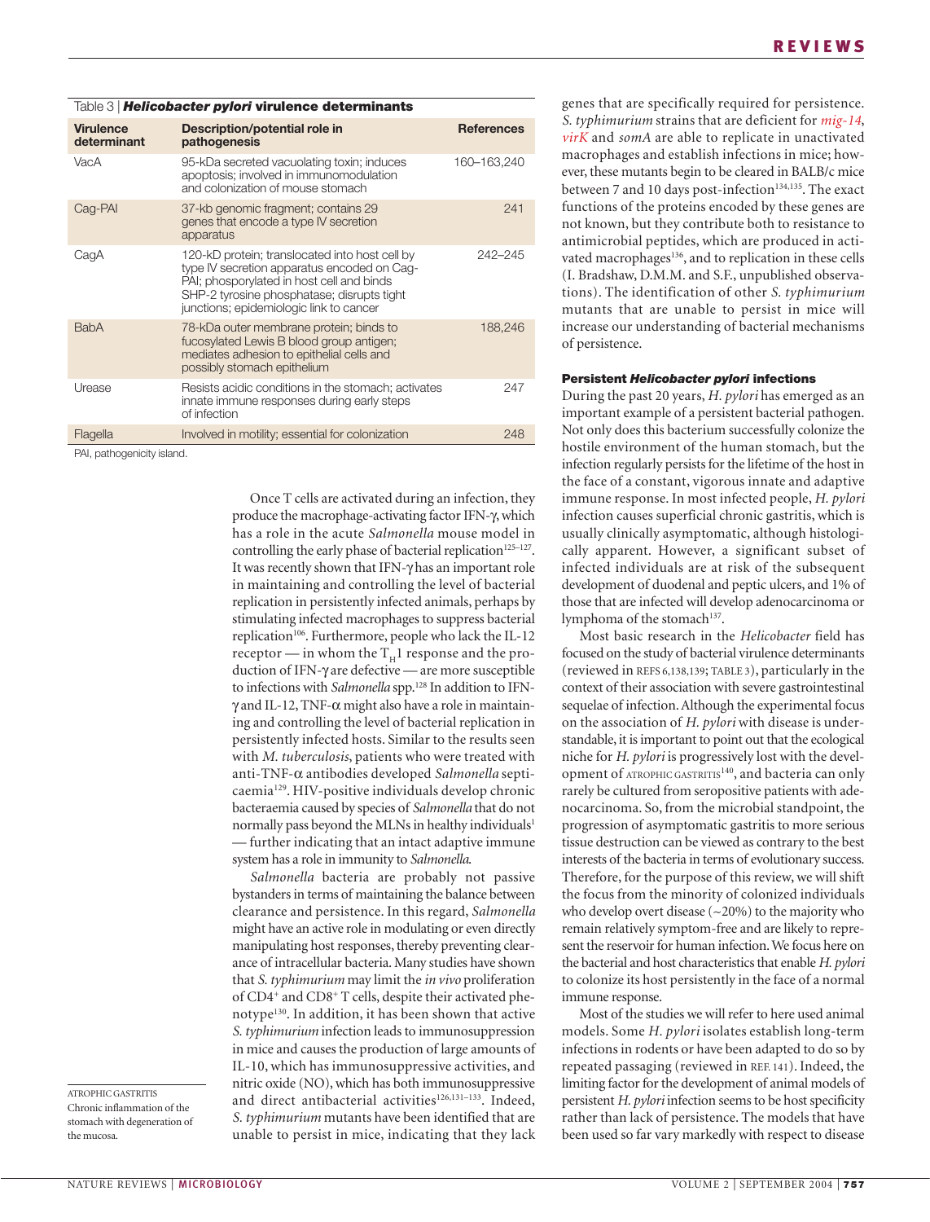Table 3 | ***Helicobacter pylori* virulence determinants**

| Virulence determinant | Description/potential role in pathogenesis | References |
|---|---|---|
| VacA | 95-kDa secreted vacuolating toxin; induces apoptosis; involved in immunomodulation and colonization of mouse stomach | 160–163,240 |
| Cag-PAI | 37-kb genomic fragment; contains 29 genes that encode a type IV secretion apparatus | 241 |
| CagA | 120-kD protein; translocated into host cell by type IV secretion apparatus encoded on Cag-PAI; phosporylated in host cell and binds SHP-2 tyrosine phosphatase; disrupts tight junctions; epidemiologic link to cancer | 242–245 |
| BabA | 78-kDa outer membrane protein; binds to fucosylated Lewis B blood group antigen; mediates adhesion to epithelial cells and possibly stomach epithelium | 188,246 |
| Urease | Resists acidic conditions in the stomach; activates innate immune responses during early steps of infection | 247 |
| Flagella | Involved in motility; essential for colonization | 248 |

PAI, pathogenicity island.

Once T cells are activated during an infection, they produce the macrophage-activating factor IFN-γ, which has a role in the acute *Salmonella* mouse model in controlling the early phase of bacterial replication[125–127]. It was recently shown that IFN-γ has an important role in maintaining and controlling the level of bacterial replication in persistently infected animals, perhaps by stimulating infected macrophages to suppress bacterial replication[106]. Furthermore, people who lack the IL-12 receptor — in whom the $T_H1$ response and the production of IFN-γ are defective — are more susceptible to infections with *Salmonella* spp.[128] In addition to IFN-γ and IL-12, TNF-α might also have a role in maintaining and controlling the level of bacterial replication in persistently infected hosts. Similar to the results seen with *M. tuberculosis*, patients who were treated with anti-TNF-α antibodies developed *Salmonella* septicaemia[129]. HIV-positive individuals develop chronic bacteraemia caused by species of *Salmonella* that do not normally pass beyond the MLNs in healthy individuals[1] — further indicating that an intact adaptive immune system has a role in immunity to *Salmonella*.

*Salmonella* bacteria are probably not passive bystanders in terms of maintaining the balance between clearance and persistence. In this regard, *Salmonella* might have an active role in modulating or even directly manipulating host responses, thereby preventing clearance of intracellular bacteria. Many studies have shown that *S. typhimurium* may limit the *in vivo* proliferation of $CD4^+$ and $CD8^+$ T cells, despite their activated phenotype[130]. In addition, it has been shown that active *S. typhimurium* infection leads to immunosuppression in mice and causes the production of large amounts of IL-10, which has immunosuppressive activities, and nitric oxide (NO), which has both immunosuppressive and direct antibacterial activities[126,131–133]. Indeed, *S. typhimurium* mutants have been identified that are unable to persist in mice, indicating that they lack genes that are specifically required for persistence. *S. typhimurium* strains that are deficient for *mig-14*, *virK* and *somA* are able to replicate in unactivated macrophages and establish infections in mice; however, these mutants begin to be cleared in BALB/c mice between 7 and 10 days post-infection[134,135]. The exact functions of the proteins encoded by these genes are not known, but they contribute both to resistance to antimicrobial peptides, which are produced in activated macrophages[136], and to replication in these cells (I. Bradshaw, D.M.M. and S.F., unpublished observations). The identification of other *S. typhimurium* mutants that are unable to persist in mice will increase our understanding of bacterial mechanisms of persistence.

ATROPHIC GASTRITIS
Chronic inflammation of the stomach with degeneration of the mucosa.

### Persistent *Helicobacter pylori* infections

During the past 20 years, *H. pylori* has emerged as an important example of a persistent bacterial pathogen. Not only does this bacterium successfully colonize the hostile environment of the human stomach, but the infection regularly persists for the lifetime of the host in the face of a constant, vigorous innate and adaptive immune response. In most infected people, *H. pylori* infection causes superficial chronic gastritis, which is usually clinically asymptomatic, although histologically apparent. However, a significant subset of infected individuals are at risk of the subsequent development of duodenal and peptic ulcers, and 1% of those that are infected will develop adenocarcinoma or lymphoma of the stomach[137].

Most basic research in the *Helicobacter* field has focused on the study of bacterial virulence determinants (reviewed in REFS 6,138,139; TABLE 3), particularly in the context of their association with severe gastrointestinal sequelae of infection. Although the experimental focus on the association of *H. pylori* with disease is understandable, it is important to point out that the ecological niche for *H. pylori* is progressively lost with the development of ATROPHIC GASTRITIS[140], and bacteria can only rarely be cultured from seropositive patients with adenocarcinoma. So, from the microbial standpoint, the progression of asymptomatic gastritis to more serious tissue destruction can be viewed as contrary to the best interests of the bacteria in terms of evolutionary success. Therefore, for the purpose of this review, we will shift the focus from the minority of colonized individuals who develop overt disease (~20%) to the majority who remain relatively symptom-free and are likely to represent the reservoir for human infection. We focus here on the bacterial and host characteristics that enable *H. pylori* to colonize its host persistently in the face of a normal immune response.

Most of the studies we will refer to here used animal models. Some *H. pylori* isolates establish long-term infections in rodents or have been adapted to do so by repeated passaging (reviewed in REF. 141). Indeed, the limiting factor for the development of animal models of persistent *H. pylori* infection seems to be host specificity rather than lack of persistence. The models that have been used so far vary markedly with respect to disease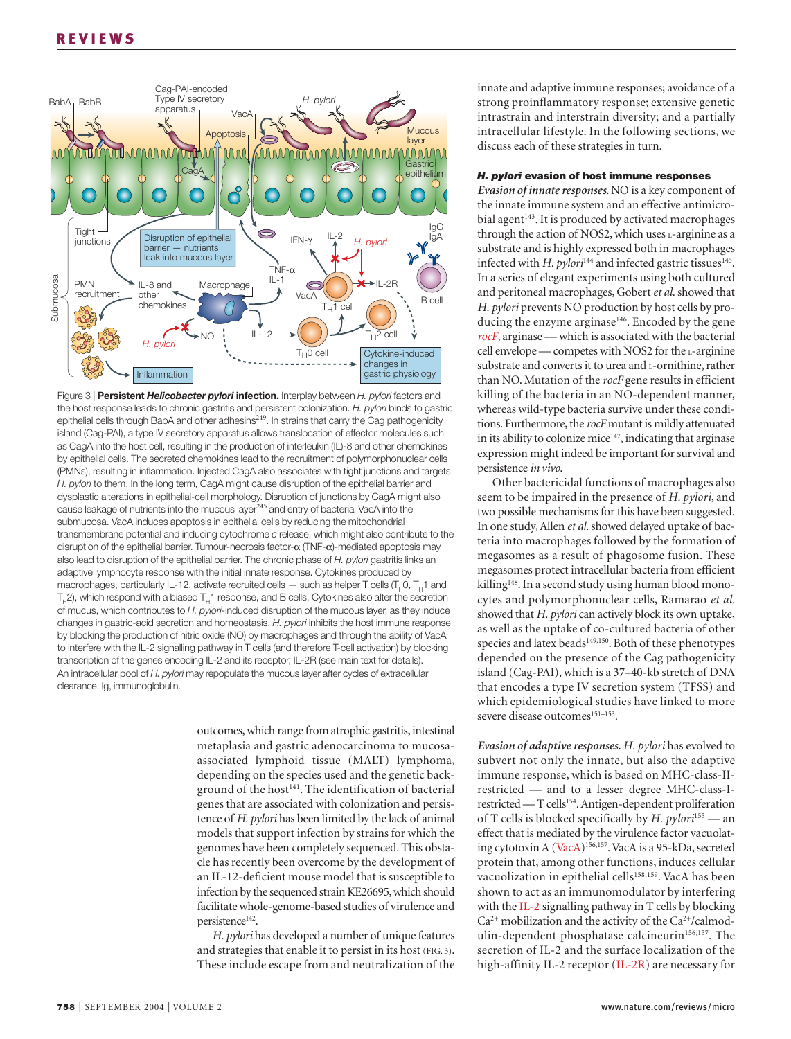Figure 3 | **Persistent *Helicobacter pylori* infection.** Interplay between *H. pylori* factors and the host response leads to chronic gastritis and persistent colonization. *H. pylori* binds to gastric epithelial cells through BabA and other adhesins[249]. In strains that carry the Cag pathogenicity island (Cag-PAI), a type IV secretory apparatus allows translocation of effector molecules such as CagA into the host cell, resulting in the production of interleukin (IL)-8 and other chemokines by epithelial cells. The secreted chemokines lead to the recruitment of polymorphonuclear cells (PMNs), resulting in inflammation. Injected CagA also associates with tight junctions and targets *H. pylori* to them. In the long term, CagA might cause disruption of the epithelial barrier and dysplastic alterations in epithelial-cell morphology. Disruption of junctions by CagA might also cause leakage of nutrients into the mucous layer[245] and entry of bacterial VacA into the submucosa. VacA induces apoptosis in epithelial cells by reducing the mitochondrial transmembrane potential and inducing cytochrome *c* release, which might also contribute to the disruption of the epithelial barrier. Tumour-necrosis factor-α (TNF-α)-mediated apoptosis may also lead to disruption of the epithelial barrier. The chronic phase of *H. pylori* gastritis links an adaptive lymphocyte response with the initial innate response. Cytokines produced by macrophages, particularly IL-12, activate recruited cells — such as helper T cells ($T_H0$, $T_H1$ and $T_H2$), which respond with a biased $T_H1$ response, and B cells. Cytokines also alter the secretion of mucus, which contributes to *H. pylori*-induced disruption of the mucous layer, as they induce changes in gastric-acid secretion and homeostasis. *H. pylori* inhibits the host immune response by blocking the production of nitric oxide (NO) by macrophages and through the ability of VacA to interfere with the IL-2 signalling pathway in T cells (and therefore T-cell activation) by blocking transcription of the genes encoding IL-2 and its receptor, IL-2R (see main text for details). An intracellular pool of *H. pylori* may repopulate the mucous layer after cycles of extracellular clearance. Ig, immunoglobulin.

outcomes, which range from atrophic gastritis, intestinal metaplasia and gastric adenocarcinoma to mucosa-associated lymphoid tissue (MALT) lymphoma, depending on the species used and the genetic background of the host[141]. The identification of bacterial genes that are associated with colonization and persistence of *H. pylori* has been limited by the lack of animal models that support infection by strains for which the genomes have been completely sequenced. This obstacle has recently been overcome by the development of an IL-12-deficient mouse model that is susceptible to infection by the sequenced strain KE26695, which should facilitate whole-genome-based studies of virulence and persistence[142].

*H. pylori* has developed a number of unique features and strategies that enable it to persist in its host (FIG. 3). These include escape from and neutralization of the innate and adaptive immune responses; avoidance of a strong proinflammatory response; extensive genetic intrastrain and interstrain diversity; and a partially intracellular lifestyle. In the following sections, we discuss each of these strategies in turn.

#### *H. pylori* evasion of host immune responses

***Evasion of innate responses.*** NO is a key component of the innate immune system and an effective antimicrobial agent[143]. It is produced by activated macrophages through the action of NOS2, which uses L-arginine as a substrate and is highly expressed both in macrophages infected with *H. pylori*[144] and infected gastric tissues[145]. In a series of elegant experiments using both cultured and peritoneal macrophages, Gobert *et al.* showed that *H. pylori* prevents NO production by host cells by producing the enzyme arginase[146]. Encoded by the gene *rocF*, arginase — which is associated with the bacterial cell envelope — competes with NOS2 for the L-arginine substrate and converts it to urea and L-ornithine, rather than NO. Mutation of the *rocF* gene results in efficient killing of the bacteria in an NO-dependent manner, whereas wild-type bacteria survive under these conditions. Furthermore, the *rocF* mutant is mildly attenuated in its ability to colonize mice[147], indicating that arginase expression might indeed be important for survival and persistence *in vivo*.

Other bactericidal functions of macrophages also seem to be impaired in the presence of *H. pylori*, and two possible mechanisms for this have been suggested. In one study, Allen *et al.* showed delayed uptake of bacteria into macrophages followed by the formation of megasomes as a result of phagosome fusion. These megasomes protect intracellular bacteria from efficient killing[148]. In a second study using human blood monocytes and polymorphonuclear cells, Ramarao *et al.* showed that *H. pylori* can actively block its own uptake, as well as the uptake of co-cultured bacteria of other species and latex beads[149,150]. Both of these phenotypes depended on the presence of the Cag pathogenicity island (Cag-PAI), which is a 37–40-kb stretch of DNA that encodes a type IV secretion system (TFSS) and which epidemiological studies have linked to more severe disease outcomes[151–153].

***Evasion of adaptive responses.*** *H. pylori* has evolved to subvert not only the innate, but also the adaptive immune response, which is based on MHC-class-II-restricted — and to a lesser degree MHC-class-I-restricted — T cells[154]. Antigen-dependent proliferation of T cells is blocked specifically by *H. pylori*[155] — an effect that is mediated by the virulence factor vacuolating cytotoxin A (VacA)[156,157]. VacA is a 95-kDa, secreted protein that, among other functions, induces cellular vacuolization in epithelial cells[158,159]. VacA has been shown to act as an immunomodulator by interfering with the IL-2 signalling pathway in T cells by blocking $Ca^{2+}$ mobilization and the activity of the $Ca^{2+}$/calmodulin-dependent phosphatase calcineurin[156,157]. The secretion of IL-2 and the surface localization of the high-affinity IL-2 receptor (IL-2R) are necessary for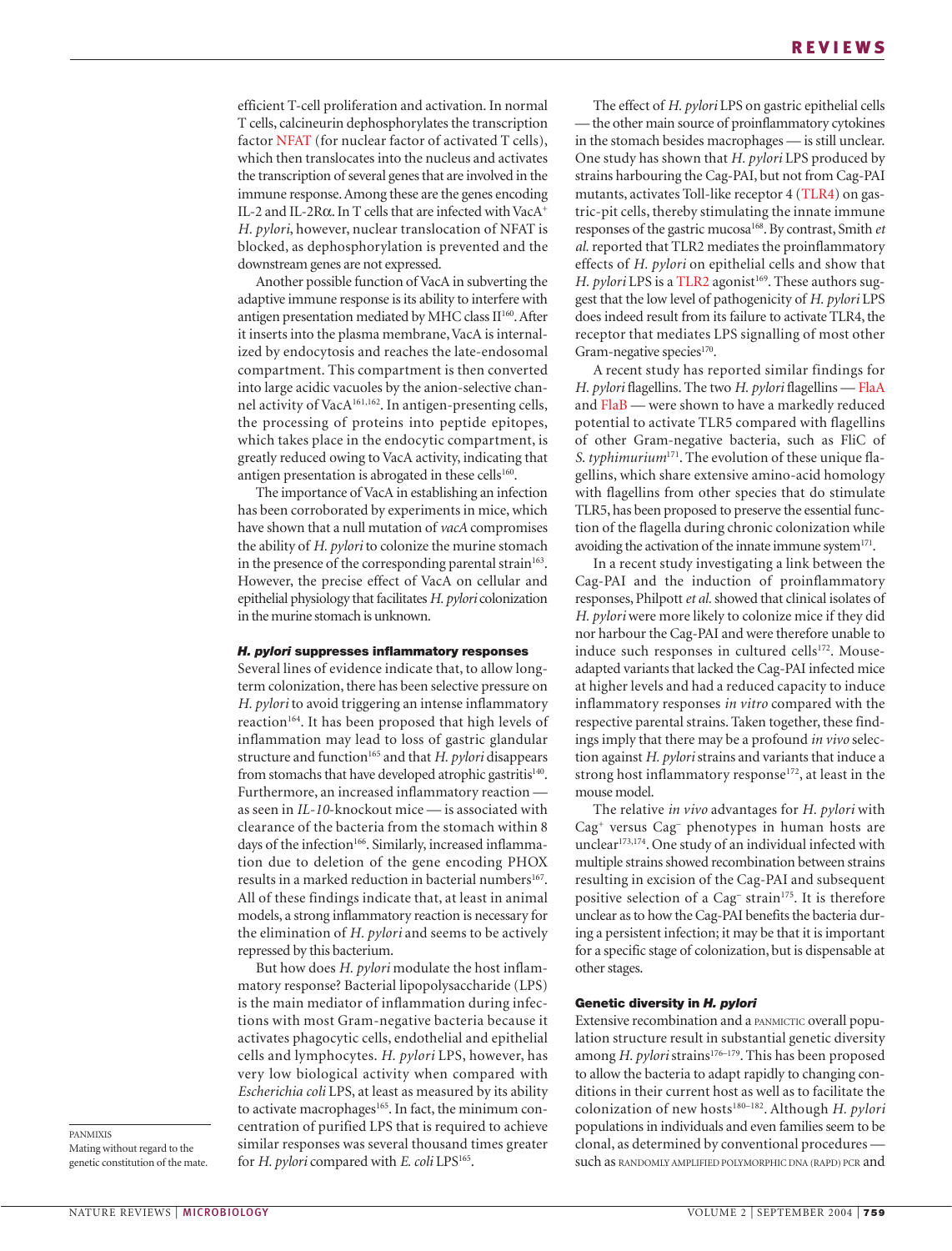efficient T-cell proliferation and activation. In normal T cells, calcineurin dephosphorylates the transcription factor NFAT (for nuclear factor of activated T cells), which then translocates into the nucleus and activates the transcription of several genes that are involved in the immune response. Among these are the genes encoding IL-2 and IL-2Rα. In T cells that are infected with VacA$^+$ *H. pylori*, however, nuclear translocation of NFAT is blocked, as dephosphorylation is prevented and the downstream genes are not expressed.

Another possible function of VacA in subverting the adaptive immune response is its ability to interfere with antigen presentation mediated by MHC class II[160]. After it inserts into the plasma membrane, VacA is internalized by endocytosis and reaches the late-endosomal compartment. This compartment is then converted into large acidic vacuoles by the anion-selective channel activity of VacA[161,162]. In antigen-presenting cells, the processing of proteins into peptide epitopes, which takes place in the endocytic compartment, is greatly reduced owing to VacA activity, indicating that antigen presentation is abrogated in these cells[160].

The importance of VacA in establishing an infection has been corroborated by experiments in mice, which have shown that a null mutation of *vacA* compromises the ability of *H. pylori* to colonize the murine stomach in the presence of the corresponding parental strain[163]. However, the precise effect of VacA on cellular and epithelial physiology that facilitates *H. pylori* colonization in the murine stomach is unknown.

#### *H. pylori* suppresses inflammatory responses

Several lines of evidence indicate that, to allow long-term colonization, there has been selective pressure on *H. pylori* to avoid triggering an intense inflammatory reaction[164]. It has been proposed that high levels of inflammation may lead to loss of gastric glandular structure and function[165] and that *H. pylori* disappears from stomachs that have developed atrophic gastritis[140]. Furthermore, an increased inflammatory reaction — as seen in *IL-10*-knockout mice — is associated with clearance of the bacteria from the stomach within 8 days of the infection[166]. Similarly, increased inflammation due to deletion of the gene encoding PHOX results in a marked reduction in bacterial numbers[167]. All of these findings indicate that, at least in animal models, a strong inflammatory reaction is necessary for the elimination of *H. pylori* and seems to be actively repressed by this bacterium.

But how does *H. pylori* modulate the host inflammatory response? Bacterial lipopolysaccharide (LPS) is the main mediator of inflammation during infections with most Gram-negative bacteria because it activates phagocytic cells, endothelial and epithelial cells and lymphocytes. *H. pylori* LPS, however, has very low biological activity when compared with *Escherichia coli* LPS, at least as measured by its ability to activate macrophages[165]. In fact, the minimum concentration of purified LPS that is required to achieve similar responses was several thousand times greater for *H. pylori* compared with *E. coli* LPS[165].

The effect of *H. pylori* LPS on gastric epithelial cells — the other main source of proinflammatory cytokines in the stomach besides macrophages — is still unclear. One study has shown that *H. pylori* LPS produced by strains harbouring the Cag-PAI, but not from Cag-PAI mutants, activates Toll-like receptor 4 (TLR4) on gastric-pit cells, thereby stimulating the innate immune responses of the gastric mucosa[168]. By contrast, Smith *et al.* reported that TLR2 mediates the proinflammatory effects of *H. pylori* on epithelial cells and show that *H. pylori* LPS is a TLR2 agonist[169]. These authors suggest that the low level of pathogenicity of *H. pylori* LPS does indeed result from its failure to activate TLR4, the receptor that mediates LPS signalling of most other Gram-negative species[170].

A recent study has reported similar findings for *H. pylori* flagellins. The two *H. pylori* flagellins — FlaA and FlaB — were shown to have a markedly reduced potential to activate TLR5 compared with flagellins of other Gram-negative bacteria, such as FliC of *S. typhimurium*[171]. The evolution of these unique flagellins, which share extensive amino-acid homology with flagellins from other species that do stimulate TLR5, has been proposed to preserve the essential function of the flagella during chronic colonization while avoiding the activation of the innate immune system[171].

In a recent study investigating a link between the Cag-PAI and the induction of proinflammatory responses, Philpott *et al.* showed that clinical isolates of *H. pylori* were more likely to colonize mice if they did nor harbour the Cag-PAI and were therefore unable to induce such responses in cultured cells[172]. Mouse-adapted variants that lacked the Cag-PAI infected mice at higher levels and had a reduced capacity to induce inflammatory responses *in vitro* compared with the respective parental strains. Taken together, these findings imply that there may be a profound *in vivo* selection against *H. pylori* strains and variants that induce a strong host inflammatory response[172], at least in the mouse model.

The relative *in vivo* advantages for *H. pylori* with Cag$^+$ versus Cag$^-$ phenotypes in human hosts are unclear[173,174]. One study of an individual infected with multiple strains showed recombination between strains resulting in excision of the Cag-PAI and subsequent positive selection of a Cag$^-$ strain[175]. It is therefore unclear as to how the Cag-PAI benefits the bacteria during a persistent infection; it may be that it is important for a specific stage of colonization, but is dispensable at other stages.

#### Genetic diversity in *H. pylori*

Extensive recombination and a PANMICTIC overall population structure result in substantial genetic diversity among *H. pylori* strains[176–179]. This has been proposed to allow the bacteria to adapt rapidly to changing conditions in their current host as well as to facilitate the colonization of new hosts[180–182]. Although *H. pylori* populations in individuals and even families seem to be clonal, as determined by conventional procedures — such as RANDOMLY AMPLIFIED POLYMORPHIC DNA (RAPD) PCR and

PANMIXIS
Mating without regard to the genetic constitution of the mate.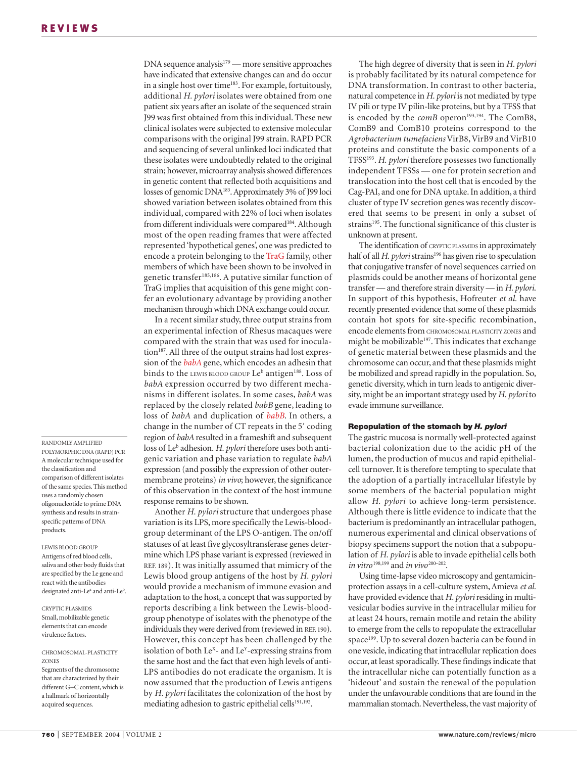DNA sequence analysis[179] — more sensitive approaches have indicated that extensive changes can and do occur in a single host over time[183]. For example, fortuitously, additional *H. pylori* isolates were obtained from one patient six years after an isolate of the sequenced strain J99 was first obtained from this individual. These new clinical isolates were subjected to extensive molecular comparisons with the original J99 strain. RAPD PCR and sequencing of several unlinked loci indicated that these isolates were undoubtedly related to the original strain; however, microarray analysis showed differences in genetic content that reflected both acquisitions and losses of genomic DNA[183]. Approximately 3% of J99 loci showed variation between isolates obtained from this individual, compared with 22% of loci when isolates from different individuals were compared[184]. Although most of the open reading frames that were affected represented 'hypothetical genes', one was predicted to encode a protein belonging to the TraG family, other members of which have been shown to be involved in genetic transfer[185,186]. A putative similar function of TraG implies that acquisition of this gene might confer an evolutionary advantage by providing another mechanism through which DNA exchange could occur.

In a recent similar study, three output strains from an experimental infection of Rhesus macaques were compared with the strain that was used for inoculation[187]. All three of the output strains had lost expression of the *babA* gene, which encodes an adhesin that binds to the LEWIS BLOOD GROUP $Le^b$ antigen[188]. Loss of *babA* expression occurred by two different mechanisms in different isolates. In some cases, *babA* was replaced by the closely related *babB* gene, leading to loss of *babA* and duplication of *babB*. In others, a change in the number of CT repeats in the 5′ coding region of *babA* resulted in a frameshift and subsequent loss of $Le^b$ adhesion. *H. pylori* therefore uses both antigenic variation and phase variation to regulate *babA* expression (and possibly the expression of other outer-membrane proteins) *in vivo*; however, the significance of this observation in the context of the host immune response remains to be shown.

Another *H. pylori* structure that undergoes phase variation is its LPS, more specifically the Lewis-blood-group determinant of the LPS O-antigen. The on/off statuses of at least five glycosyltransferase genes determine which LPS phase variant is expressed (reviewed in REF. 189). It was initially assumed that mimicry of the Lewis blood group antigens of the host by *H. pylori* would provide a mechanism of immune evasion and adaptation to the host, a concept that was supported by reports describing a link between the Lewis-blood-group phenotype of isolates with the phenotype of the individuals they were derived from (reviewed in REF. 190). However, this concept has been challenged by the isolation of both $Le^X$- and $Le^Y$-expressing strains from the same host and the fact that even high levels of anti-LPS antibodies do not eradicate the organism. It is now assumed that the production of Lewis antigens by *H. pylori* facilitates the colonization of the host by mediating adhesion to gastric epithelial cells[191,192].

The high degree of diversity that is seen in *H. pylori* is probably facilitated by its natural competence for DNA transformation. In contrast to other bacteria, natural competence in *H. pylori* is not mediated by type IV pili or type IV pilin-like proteins, but by a TFSS that is encoded by the *comB* operon[193,194]. The ComB8, ComB9 and ComB10 proteins correspond to the *Agrobacterium tumefaciens* VirB8, VirB9 and VirB10 proteins and constitute the basic components of a TFSS[193]. *H. pylori* therefore possesses two functionally independent TFSSs — one for protein secretion and translocation into the host cell that is encoded by the Cag-PAI, and one for DNA uptake. In addition, a third cluster of type IV secretion genes was recently discovered that seems to be present in only a subset of strains[195]. The functional significance of this cluster is unknown at present.

The identification of CRYPTIC PLASMIDS in approximately half of all *H. pylori* strains[196] has given rise to speculation that conjugative transfer of novel sequences carried on plasmids could be another means of horizontal gene transfer — and therefore strain diversity — in *H. pylori*. In support of this hypothesis, Hofreuter *et al.* have recently presented evidence that some of these plasmids contain hot spots for site-specific recombination, encode elements from CHROMOSOMAL PLASTICITY ZONES and might be mobilizable[197]. This indicates that exchange of genetic material between these plasmids and the chromosome can occur, and that these plasmids might be mobilized and spread rapidly in the population. So, genetic diversity, which in turn leads to antigenic diversity, might be an important strategy used by *H. pylori* to evade immune surveillance.

### Repopulation of the stomach by *H. pylori*

The gastric mucosa is normally well-protected against bacterial colonization due to the acidic pH of the lumen, the production of mucus and rapid epithelial-cell turnover. It is therefore tempting to speculate that the adoption of a partially intracellular lifestyle by some members of the bacterial population might allow *H. pylori* to achieve long-term persistence. Although there is little evidence to indicate that the bacterium is predominantly an intracellular pathogen, numerous experimental and clinical observations of biopsy specimens support the notion that a subpopulation of *H. pylori* is able to invade epithelial cells both *in vitro*[198,199] and *in vivo*[200–202].

Using time-lapse video microscopy and gentamicin-protection assays in a cell-culture system, Amieva *et al.* have provided evidence that *H. pylori* residing in multivesicular bodies survive in the intracellular milieu for at least 24 hours, remain motile and retain the ability to emerge from the cells to repopulate the extracellular space[199]. Up to several dozen bacteria can be found in one vesicle, indicating that intracellular replication does occur, at least sporadically. These findings indicate that the intracellular niche can potentially function as a 'hideout' and sustain the renewal of the population under the unfavourable conditions that are found in the mammalian stomach. Nevertheless, the vast majority of

RANDOMLY AMPLIFIED POLYMORPHIC DNA (RAPD) PCR
A molecular technique used for the classification and comparison of different isolates of the same species. This method uses a randomly chosen oligonucleotide to prime DNA synthesis and results in strain-specific patterns of DNA products.

LEWIS BLOOD GROUP
Antigens of red blood cells, saliva and other body fluids that are specified by the Le gene and react with the antibodies designated anti-$Le^a$ and anti-$Le^b$.

CRYPTIC PLASMIDS
Small, mobilizable genetic elements that can encode virulence factors.

CHROMOSOMAL-PLASTICITY ZONES
Segments of the chromosome that are characterized by their different G+C content, which is a hallmark of horizontally acquired sequences.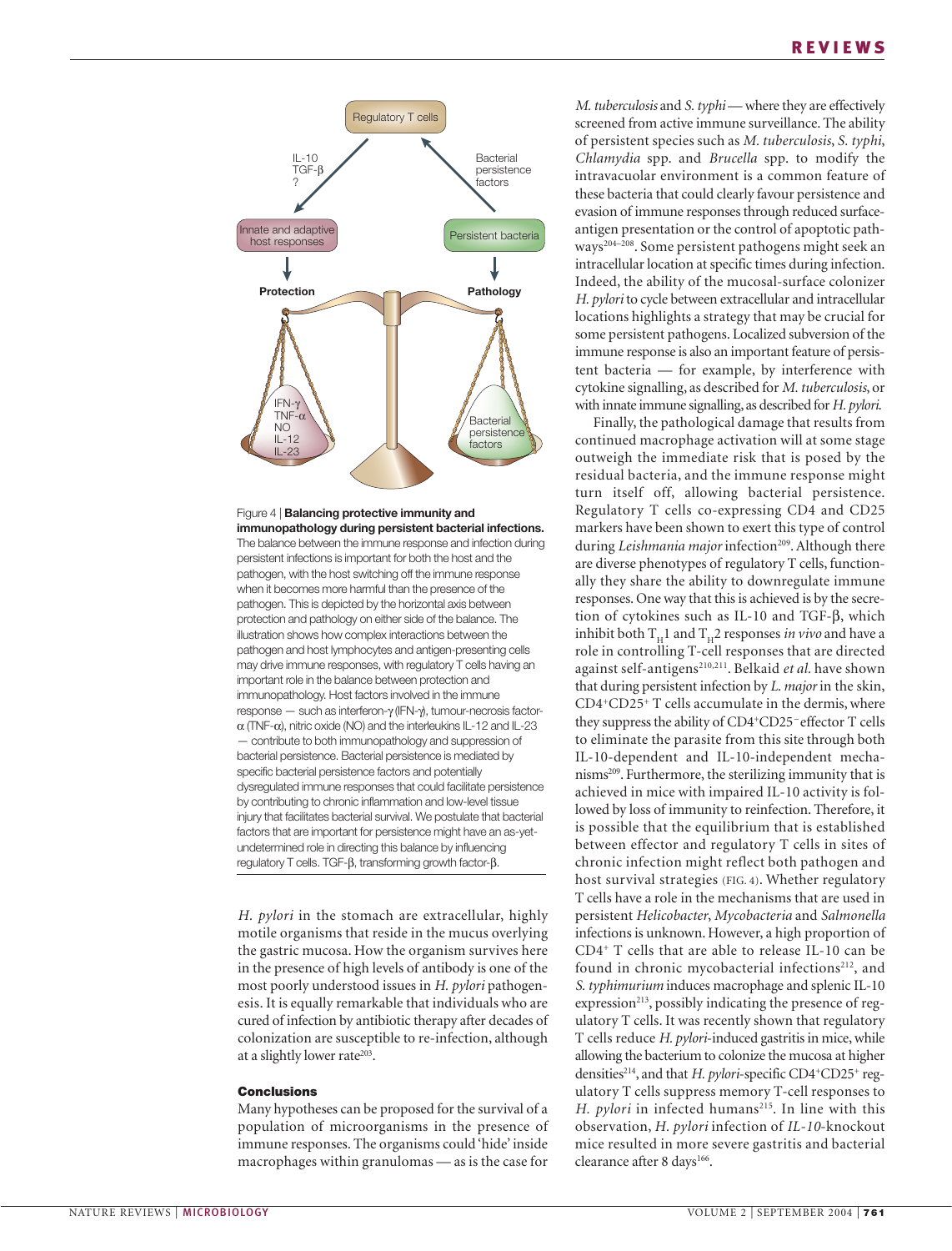Figure 4 | **Balancing protective immunity and immunopathology during persistent bacterial infections.** The balance between the immune response and infection during persistent infections is important for both the host and the pathogen, with the host switching off the immune response when it becomes more harmful than the presence of the pathogen. This is depicted by the horizontal axis between protection and pathology on either side of the balance. The illustration shows how complex interactions between the pathogen and host lymphocytes and antigen-presenting cells may drive immune responses, with regulatory T cells having an important role in the balance between protection and immunopathology. Host factors involved in the immune response — such as interferon-γ (IFN-γ), tumour-necrosis factor-α (TNF-α), nitric oxide (NO) and the interleukins IL-12 and IL-23 — contribute to both immunopathology and suppression of bacterial persistence. Bacterial persistence is mediated by specific bacterial persistence factors and potentially dysregulated immune responses that could facilitate persistence by contributing to chronic inflammation and low-level tissue injury that facilitates bacterial survival. We postulate that bacterial factors that are important for persistence might have an as-yet-undetermined role in directing this balance by influencing regulatory T cells. TGF-β, transforming growth factor-β.

*H. pylori* in the stomach are extracellular, highly motile organisms that reside in the mucus overlying the gastric mucosa. How the organism survives here in the presence of high levels of antibody is one of the most poorly understood issues in *H. pylori* pathogenesis. It is equally remarkable that individuals who are cured of infection by antibiotic therapy after decades of colonization are susceptible to re-infection, although at a slightly lower rate[203].

## Conclusions

Many hypotheses can be proposed for the survival of a population of microorganisms in the presence of immune responses. The organisms could 'hide' inside macrophages within granulomas — as is the case for *M. tuberculosis* and *S. typhi* — where they are effectively screened from active immune surveillance. The ability of persistent species such as *M. tuberculosis*, *S. typhi*, *Chlamydia* spp. and *Brucella* spp. to modify the intravacuolar environment is a common feature of these bacteria that could clearly favour persistence and evasion of immune responses through reduced surface-antigen presentation or the control of apoptotic pathways[204–208]. Some persistent pathogens might seek an intracellular location at specific times during infection. Indeed, the ability of the mucosal-surface colonizer *H. pylori* to cycle between extracellular and intracellular locations highlights a strategy that may be crucial for some persistent pathogens. Localized subversion of the immune response is also an important feature of persistent bacteria — for example, by interference with cytokine signalling, as described for *M. tuberculosis*, or with innate immune signalling, as described for *H. pylori*.

Finally, the pathological damage that results from continued macrophage activation will at some stage outweigh the immediate risk that is posed by the residual bacteria, and the immune response might turn itself off, allowing bacterial persistence. Regulatory T cells co-expressing CD4 and CD25 markers have been shown to exert this type of control during *Leishmania major* infection[209]. Although there are diverse phenotypes of regulatory T cells, functionally they share the ability to downregulate immune responses. One way that this is achieved is by the secretion of cytokines such as IL-10 and TGF-β, which inhibit both $T_H1$ and $T_H2$ responses *in vivo* and have a role in controlling T-cell responses that are directed against self-antigens[210,211]. Belkaid *et al.* have shown that during persistent infection by *L. major* in the skin, $CD4^+CD25^+$ T cells accumulate in the dermis, where they suppress the ability of $CD4^+CD25^-$ effector T cells to eliminate the parasite from this site through both IL-10-dependent and IL-10-independent mechanisms[209]. Furthermore, the sterilizing immunity that is achieved in mice with impaired IL-10 activity is followed by loss of immunity to reinfection. Therefore, it is possible that the equilibrium that is established between effector and regulatory T cells in sites of chronic infection might reflect both pathogen and host survival strategies (FIG. 4). Whether regulatory T cells have a role in the mechanisms that are used in persistent *Helicobacter*, *Mycobacteria* and *Salmonella* infections is unknown. However, a high proportion of $CD4^+$ T cells that are able to release IL-10 can be found in chronic mycobacterial infections[212], and *S. typhimurium* induces macrophage and splenic IL-10 expression[213], possibly indicating the presence of regulatory T cells. It was recently shown that regulatory T cells reduce *H. pylori*-induced gastritis in mice, while allowing the bacterium to colonize the mucosa at higher densities[214], and that *H. pylori*-specific $CD4^+CD25^+$ regulatory T cells suppress memory T-cell responses to *H. pylori* in infected humans[215]. In line with this observation, *H. pylori* infection of *IL-10*-knockout mice resulted in more severe gastritis and bacterial clearance after 8 days[166].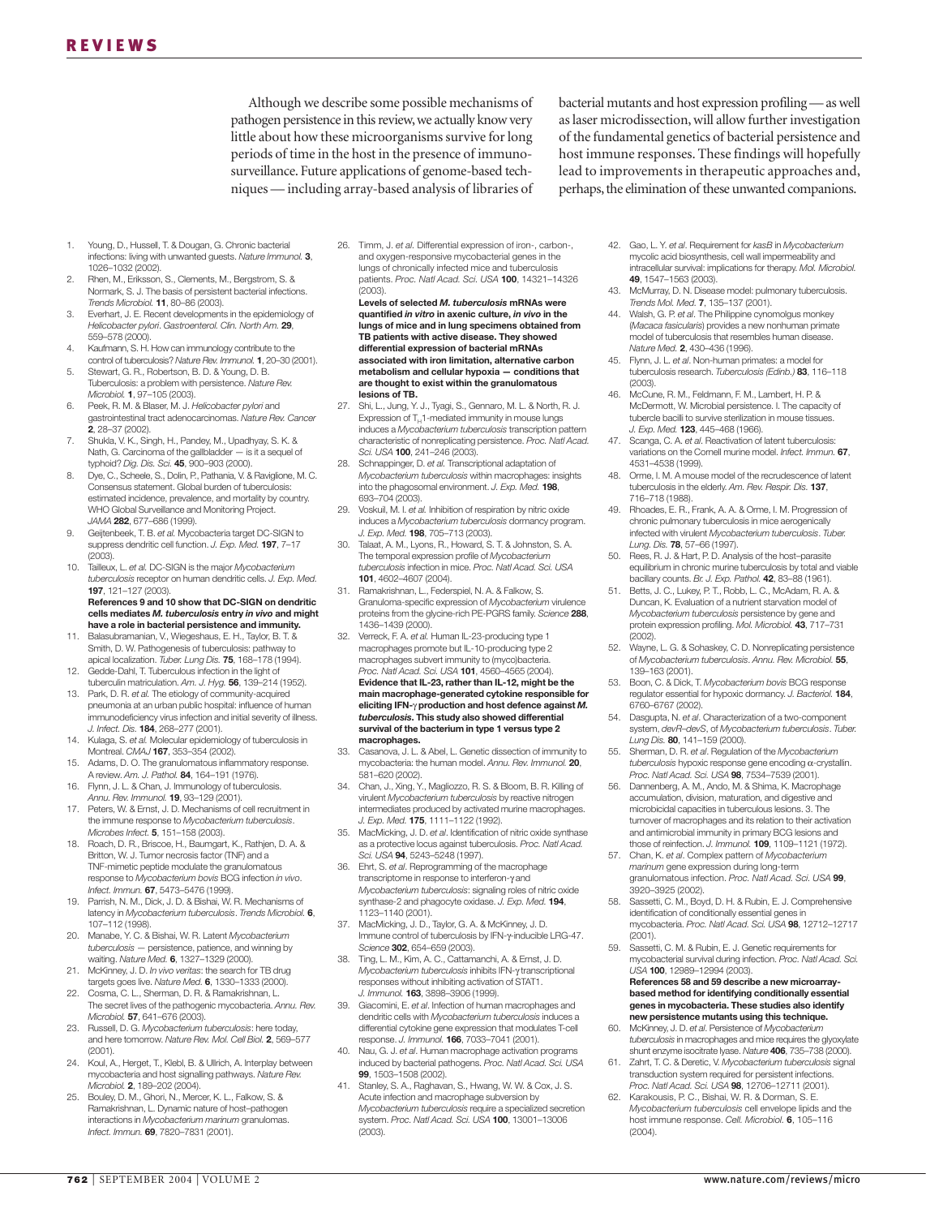Although we describe some possible mechanisms of pathogen persistence in this review, we actually know very little about how these microorganisms survive for long periods of time in the host in the presence of immunosurveillance. Future applications of genome-based techniques — including array-based analysis of libraries of bacterial mutants and host expression profiling — as well as laser microdissection, will allow further investigation of the fundamental genetics of bacterial persistence and host immune responses. These findings will hopefully lead to improvements in therapeutic approaches and, perhaps, the elimination of these unwanted companions.

1. Young, D., Hussell, T. & Dougan, G. Chronic bacterial infections: living with unwanted guests. *Nature Immunol.* **3**, 1026–1032 (2002).
2. Rhen, M., Eriksson, S., Clements, M., Bergstrom, S. & Normark, S. J. The basis of persistent bacterial infections. *Trends Microbiol.* **11**, 80–86 (2003).
3. Everhart, J. E. Recent developments in the epidemiology of *Helicobacter pylori*. *Gastroenterol. Clin. North Am.* **29**, 559–578 (2000).
4. Kaufmann, S. H. How can immunology contribute to the control of tuberculosis? *Nature Rev. Immunol.* **1**, 20–30 (2001).
5. Stewart, G. R., Robertson, B. D. & Young, D. B. Tuberculosis: a problem with persistence. *Nature Rev. Microbiol.* **1**, 97–105 (2003).
6. Peek, R. M. & Blaser, M. J. *Helicobacter pylori* and gastrointestinal tract adenocarcinomas. *Nature Rev. Cancer* **2**, 28–37 (2002).
7. Shukla, V. K., Singh, H., Pandey, M., Upadhyay, S. K. & Nath, G. Carcinoma of the gallbladder — is it a sequel of typhoid? *Dig. Dis. Sci.* **45**, 900–903 (2000).
8. Dye, C., Scheele, S., Dolin, P., Pathania, V. & Raviglione, M. C. Consensus statement. Global burden of tuberculosis: estimated incidence, prevalence, and mortality by country. WHO Global Surveillance and Monitoring Project. *JAMA* **282**, 677–686 (1999).
9. Geijtenbeek, T. B. *et al.* Mycobacteria target DC-SIGN to suppress dendritic cell function. *J. Exp. Med.* **197**, 7–17 (2003).
10. Tailleux, L. *et al.* DC-SIGN is the major *Mycobacterium tuberculosis* receptor on human dendritic cells. *J. Exp. Med.* **197**, 121–127 (2003).
**References 9 and 10 show that DC-SIGN on dendritic cells mediates *M. tuberculosis* entry *in vivo* and might have a role in bacterial persistence and immunity.**
11. Balasubramanian, V., Wiegeshaus, E. H., Taylor, B. T. & Smith, D. W. Pathogenesis of tuberculosis: pathway to apical localization. *Tuber. Lung Dis.* **75**, 168–178 (1994).
12. Gedde-Dahl, T. Tuberculous infection in the light of tuberculin matriculation. *Am. J. Hyg.* **56**, 139–214 (1952).
13. Park, D. R. *et al.* The etiology of community-acquired pneumonia at an urban public hospital: influence of human immunodeficiency virus infection and initial severity of illness. *J. Infect. Dis.* **184**, 268–277 (2001).
14. Kulaga, S. *et al.* Molecular epidemiology of tuberculosis in Montreal. *CMAJ* **167**, 353–354 (2002).
15. Adams, D. O. The granulomatous inflammatory response. A review. *Am. J. Pathol.* **84**, 164–191 (1976).
16. Flynn, J. L. & Chan, J. Immunology of tuberculosis. *Annu. Rev. Immunol.* **19**, 93–129 (2001).
17. Peters, W. & Ernst, J. D. Mechanisms of cell recruitment in the immune response to *Mycobacterium tuberculosis*. *Microbes Infect.* **5**, 151–158 (2003).
18. Roach, D. R., Briscoe, H., Baumgart, K., Rathjen, D. A. & Britton, W. J. Tumor necrosis factor (TNF) and a TNF-mimetic peptide modulate the granulomatous response to *Mycobacterium bovis* BCG infection *in vivo*. *Infect. Immun.* **67**, 5473–5476 (1999).
19. Parrish, N. M., Dick, J. D. & Bishai, W. R. Mechanisms of latency in *Mycobacterium tuberculosis*. *Trends Microbiol.* **6**, 107–112 (1998).
20. Manabe, Y. C. & Bishai, W. R. Latent *Mycobacterium tuberculosis* — persistence, patience, and winning by waiting. *Nature Med.* **6**, 1327–1329 (2000).
21. McKinney, J. D. *In vivo veritas*: the search for TB drug targets goes live. *Nature Med.* **6**, 1330–1333 (2000).
22. Cosma, C. L., Sherman, D. R. & Ramakrishnan, L. The secret lives of the pathogenic mycobacteria. *Annu. Rev. Microbiol.* **57**, 641–676 (2003).
23. Russell, D. G. *Mycobacterium tuberculosis*: here today, and here tomorrow. *Nature Rev. Mol. Cell Biol.* **2**, 569–577 (2001).
24. Koul, A., Herget, T., Klebl, B. & Ullrich, A. Interplay between mycobacteria and host signalling pathways. *Nature Rev. Microbiol.* **2**, 189–202 (2004).
25. Bouley, D. M., Ghori, N., Mercer, K. L., Falkow, S. & Ramakrishnan, L. Dynamic nature of host–pathogen interactions in *Mycobacterium marinum* granulomas. *Infect. Immun.* **69**, 7820–7831 (2001).
26. Timm, J. *et al.* Differential expression of iron-, carbon-, and oxygen-responsive mycobacterial genes in the lungs of chronically infected mice and tuberculosis patients. *Proc. Natl Acad. Sci. USA* **100**, 14321–14326 (2003).
**Levels of selected *M. tuberculosis* mRNAs were quantified *in vitro* in axenic culture, *in vivo* in the lungs of mice and in lung specimens obtained from TB patients with active disease. They showed differential expression of bacterial mRNAs associated with iron limitation, alternative carbon metabolism and cellular hypoxia — conditions that are thought to exist within the granulomatous lesions of TB.**
27. Shi, L., Jung, Y. J., Tyagi, S., Gennaro, M. L. & North, R. J. Expression of $T_H$1-mediated immunity in mouse lungs induces a *Mycobacterium tuberculosis* transcription pattern characteristic of nonreplicating persistence. *Proc. Natl Acad. Sci. USA* **100**, 241–246 (2003).
28. Schnappinger, D. *et al.* Transcriptional adaptation of *Mycobacterium tuberculosis* within macrophages: insights into the phagosomal environment. *J. Exp. Med.* **198**, 693–704 (2003).
29. Voskuil, M. I. *et al.* Inhibition of respiration by nitric oxide induces a *Mycobacterium tuberculosis* dormancy program. *J. Exp. Med.* **198**, 705–713 (2003).
30. Talaat, A. M., Lyons, R., Howard, S. T. & Johnston, S. A. The temporal expression profile of *Mycobacterium tuberculosis* infection in mice. *Proc. Natl Acad. Sci. USA* **101**, 4602–4607 (2004).
31. Ramakrishnan, L., Federspiel, N. A. & Falkow, S. Granuloma-specific expression of *Mycobacterium* virulence proteins from the glycine-rich PE-PGRS family. *Science* **288**, 1436–1439 (2000).
32. Verreck, F. A. *et al.* Human IL-23-producing type 1 macrophages promote but IL-10-producing type 2 macrophages subvert immunity to (myco)bacteria. *Proc. Natl Acad. Sci. USA* **101**, 4560–4565 (2004).
**Evidence that IL-23, rather than IL-12, might be the main macrophage-generated cytokine responsible for eliciting IFN-γ production and host defence against *M. tuberculosis*. This study also showed differential survival of the bacterium in type 1 versus type 2 macrophages.**
33. Casanova, J. L. & Abel, L. Genetic dissection of immunity to mycobacteria: the human model. *Annu. Rev. Immunol.* **20**, 581–620 (2002).
34. Chan, J., Xing, Y., Magliozzo, R. S. & Bloom, B. R. Killing of virulent *Mycobacterium tuberculosis* by reactive nitrogen intermediates produced by activated murine macrophages. *J. Exp. Med.* **175**, 1111–1122 (1992).
35. MacMicking, J. D. *et al.* Identification of nitric oxide synthase as a protective locus against tuberculosis. *Proc. Natl Acad. Sci. USA* **94**, 5243–5248 (1997).
36. Ehrt, S. *et al.* Reprogramming of the macrophage transcriptome in response to interferon-γ and *Mycobacterium tuberculosis*: signaling roles of nitric oxide synthase-2 and phagocyte oxidase. *J. Exp. Med.* **194**, 1123–1140 (2001).
37. MacMicking, J. D., Taylor, G. A. & McKinney, J. D. Immune control of tuberculosis by IFN-γ-inducible LRG-47. *Science* **302**, 654–659 (2003).
38. Ting, L. M., Kim, A. C., Cattamanchi, A. & Ernst, J. D. *Mycobacterium tuberculosis* inhibits IFN-γ transcriptional responses without inhibiting activation of STAT1. *J. Immunol.* **163**, 3898–3906 (1999).
39. Giacomini, E. *et al.* Infection of human macrophages and dendritic cells with *Mycobacterium tuberculosis* induces a differential cytokine gene expression that modulates T-cell response. *J. Immunol.* **166**, 7033–7041 (2001).
40. Nau, G. J. *et al.* Human macrophage activation programs induced by bacterial pathogens. *Proc. Natl Acad. Sci. USA* **99**, 1503–1508 (2002).
41. Stanley, S. A., Raghavan, S., Hwang, W. W. & Cox, J. S. Acute infection and macrophage subversion by *Mycobacterium tuberculosis* require a specialized secretion system. *Proc. Natl Acad. Sci. USA* **100**, 13001–13006 (2003).
42. Gao, L. Y. *et al.* Requirement for *kasB* in *Mycobacterium* mycolic acid biosynthesis, cell wall impermeability and intracellular survival: implications for therapy. *Mol. Microbiol.* **49**, 1547–1563 (2003).
43. McMurray, D. N. Disease model: pulmonary tuberculosis. *Trends Mol. Med.* **7**, 135–137 (2001).
44. Walsh, G. P. *et al.* The Philippine cynomolgus monkey (*Macaca fasicularis*) provides a new nonhuman primate model of tuberculosis that resembles human disease. *Nature Med.* **2**, 430–436 (1996).
45. Flynn, J. L. *et al.* Non-human primates: a model for tuberculosis research. *Tuberculosis (Edinb.)* **83**, 116–118 (2003).
46. McCune, R. M., Feldmann, F. M., Lambert, H. P. & McDermott, W. Microbial persistence. I. The capacity of tubercle bacilli to survive sterilization in mouse tissues. *J. Exp. Med.* **123**, 445–468 (1966).
47. Scanga, C. A. *et al.* Reactivation of latent tuberculosis: variations on the Cornell murine model. *Infect. Immun.* **67**, 4531–4538 (1999).
48. Orme, I. M. A mouse model of the recrudescence of latent tuberculosis in the elderly. *Am. Rev. Respir. Dis.* **137**, 716–718 (1988).
49. Rhoades, E. R., Frank, A. A. & Orme, I. M. Progression of chronic pulmonary tuberculosis in mice aerogenically infected with virulent *Mycobacterium tuberculosis*. *Tuber. Lung. Dis.* **78**, 57–66 (1997).
50. Rees, R. J. & Hart, P. D. Analysis of the host–parasite equilibrium in chronic murine tuberculosis by total and viable bacillary counts. *Br. J. Exp. Pathol.* **42**, 83–88 (1961).
51. Betts, J. C., Lukey, P. T., Robb, L. C., McAdam, R. A. & Duncan, K. Evaluation of a nutrient starvation model of *Mycobacterium tuberculosis* persistence by gene and protein expression profiling. *Mol. Microbiol.* **43**, 717–731 (2002).
52. Wayne, L. G. & Sohaskey, C. D. Nonreplicating persistence of *Mycobacterium tuberculosis*. *Annu. Rev. Microbiol.* **55**, 139–163 (2001).
53. Boon, C. & Dick, T. *Mycobacterium bovis* BCG response regulator essential for hypoxic dormancy. *J. Bacteriol.* **184**, 6760–6767 (2002).
54. Dasgupta, N. *et al.* Characterization of a two-component system, *devR–devS*, of *Mycobacterium tuberculosis*. *Tuber. Lung Dis.* **80**, 141–159 (2000).
55. Sherman, D. R. *et al.* Regulation of the *Mycobacterium tuberculosis* hypoxic response gene encoding α-crystallin. *Proc. Natl Acad. Sci. USA* **98**, 7534–7539 (2001).
56. Dannenberg, A. M., Ando, M. & Shima, K. Macrophage accumulation, division, maturation, and digestive and microbicidal capacities in tuberculous lesions. 3. The turnover of macrophages and its relation to their activation and antimicrobial immunity in primary BCG lesions and those of reinfection. *J. Immunol.* **109**, 1109–1121 (1972).
57. Chan, K. *et al.* Complex pattern of *Mycobacterium marinum* gene expression during long-term granulomatous infection. *Proc. Natl Acad. Sci. USA* **99**, 3920–3925 (2002).
58. Sassetti, C. M., Boyd, D. H. & Rubin, E. J. Comprehensive identification of conditionally essential genes in mycobacteria. *Proc. Natl Acad. Sci. USA* **98**, 12712–12717 (2001).
59. Sassetti, C. M. & Rubin, E. J. Genetic requirements for mycobacterial survival during infection. *Proc. Natl Acad. Sci. USA* **100**, 12989–12994 (2003).
**References 58 and 59 describe a new microarray-based method for identifying conditionally essential genes in mycobacteria. These studies also identify new persistence mutants using this technique.**
60. McKinney, J. D. *et al.* Persistence of *Mycobacterium tuberculosis* in macrophages and mice requires the glyoxylate shunt enzyme isocitrate lyase. *Nature* **406**, 735–738 (2000).
61. Zahrt, T. C. & Deretic, V. *Mycobacterium tuberculosis* signal transduction system required for persistent infections. *Proc. Natl Acad. Sci. USA* **98**, 12706–12711 (2001).
62. Karakousis, P. C., Bishai, W. R. & Dorman, S. E. *Mycobacterium tuberculosis* cell envelope lipids and the host immune response. *Cell. Microbiol.* **6**, 105–116 (2004).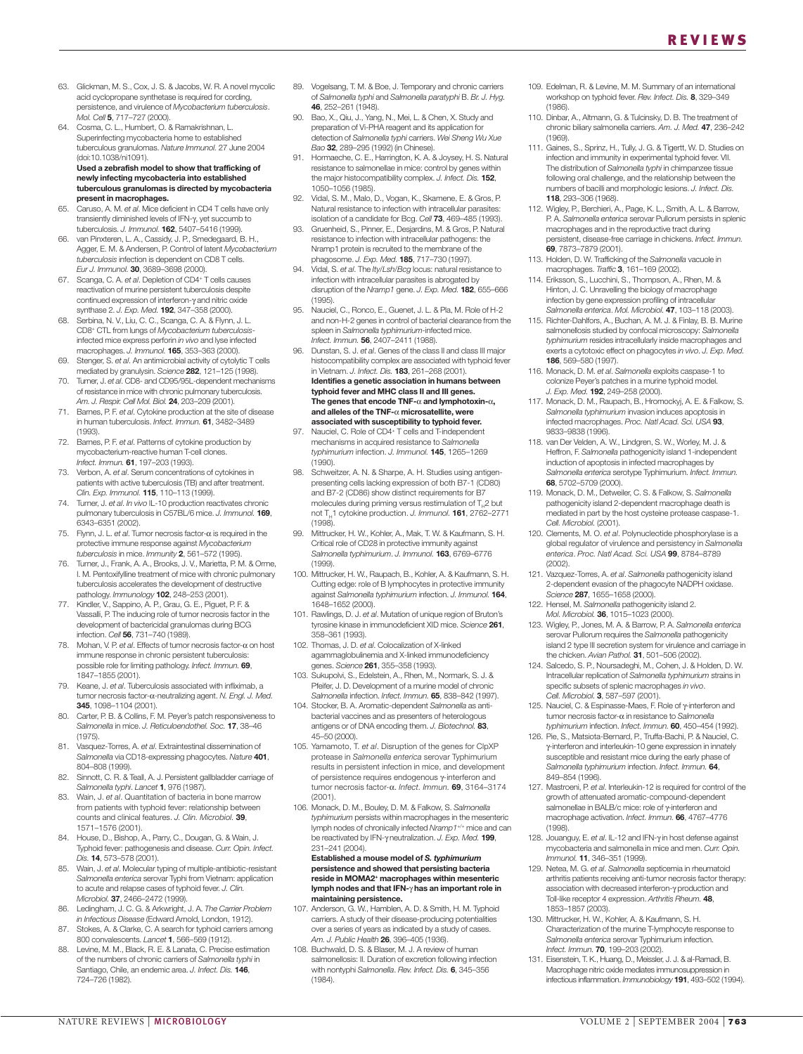63. Glickman, M. S., Cox, J. S. & Jacobs, W. R. A novel mycolic acid cyclopropane synthetase is required for cording, persistence, and virulence of *Mycobacterium tuberculosis*. *Mol. Cell* **5**, 717–727 (2000).
64. Cosma, C. L., Humbert, O. & Ramakrishnan, L. Superinfecting mycobacteria home to established tuberculous granulomas. *Nature Immunol.* 27 June 2004 (doi:10.1038/ni1091).
**Used a zebrafish model to show that trafficking of newly infecting mycobacteria into established tuberculous granulomas is directed by mycobacteria present in macrophages.**
65. Caruso, A. M. *et al.* Mice deficient in CD4 T cells have only transiently diminished levels of IFN-γ, yet succumb to tuberculosis. *J. Immunol.* **162**, 5407–5416 (1999).
66. van Pinxteren, L. A., Cassidy, J. P., Smedegaard, B. H., Agger, E. M. & Andersen, P. Control of latent *Mycobacterium tuberculosis* infection is dependent on CD8 T cells. *Eur J. Immunol.* **30**, 3689–3698 (2000).
67. Scanga, C. A. *et al.* Depletion of CD4+ T cells causes reactivation of murine persistent tuberculosis despite continued expression of interferon-γ and nitric oxide synthase 2. *J. Exp. Med.* **192**, 347–358 (2000).
68. Serbina, N. V., Liu, C. C., Scanga, C. A. & Flynn, J. L. CD8+ CTL from lungs of *Mycobacterium tuberculosis*-infected mice express perforin *in vivo* and lyse infected macrophages. *J. Immunol.* **165**, 353–363 (2000).
69. Stenger, S. *et al.* An antimicrobial activity of cytolytic T cells mediated by granulysin. *Science* **282**, 121–125 (1998).
70. Turner, J. *et al.* CD8- and CD95/95L-dependent mechanisms of resistance in mice with chronic pulmonary tuberculosis. *Am. J. Respir. Cell Mol. Biol.* **24**, 203–209 (2001).
71. Barnes, P. F. *et al.* Cytokine production at the site of disease in human tuberculosis. *Infect. Immun.* **61**, 3482–3489 (1993).
72. Barnes, P. F. *et al.* Patterns of cytokine production by mycobacterium-reactive human T-cell clones. *Infect. Immun.* **61**, 197–203 (1993).
73. Verbon, A. *et al.* Serum concentrations of cytokines in patients with active tuberculosis (TB) and after treatment. *Clin. Exp. Immunol.* **115**, 110–113 (1999).
74. Turner, J. *et al. In vivo* IL-10 production reactivates chronic pulmonary tuberculosis in C57BL/6 mice. *J. Immunol.* **169**, 6343–6351 (2002).
75. Flynn, J. L. *et al.* Tumor necrosis factor-α is required in the protective immune response against *Mycobacterium tuberculosis* in mice. *Immunity* **2**, 561–572 (1995).
76. Turner, J., Frank, A. A., Brooks, J. V., Marietta, P. M. & Orme, I. M. Pentoxifylline treatment of mice with chronic pulmonary tuberculosis accelerates the development of destructive pathology. *Immunology* **102**, 248–253 (2001).
77. Kindler, V., Sappino, A. P., Grau, G. E., Piguet, P. F. & Vassalli, P. The inducing role of tumor necrosis factor in the development of bactericidal granulomas during BCG infection. *Cell* **56**, 731–740 (1989).
78. Mohan, V. P. *et al.* Effects of tumor necrosis factor-α on host immune response in chronic persistent tuberculosis: possible role for limiting pathology. *Infect. Immun.* **69**, 1847–1855 (2001).
79. Keane, J. *et al.* Tuberculosis associated with infliximab, a tumor necrosis factor-α-neutralizing agent. *N. Engl. J. Med.* **345**, 1098–1104 (2001).
80. Carter, P. B. & Collins, F. M. Peyer's patch responsiveness to *Salmonella* in mice. *J. Reticuloendothel. Soc.* **17**, 38–46 (1975).
81. Vasquez-Torres, A. *et al.* Extraintestinal dissemination of *Salmonella* via CD18-expressing phagocytes. *Nature* **401**, 804–808 (1999).
82. Sinnott, C. R. & Teall, A. J. Persistent gallbladder carriage of *Salmonella typhi*. *Lancet* **1**, 976 (1987).
83. Wain, J. *et al.* Quantitation of bacteria in bone marrow from patients with typhoid fever: relationship between counts and clinical features. *J. Clin. Microbiol.* **39**, 1571–1576 (2001).
84. House, D., Bishop, A., Parry, C., Dougan, G. & Wain, J. Typhoid fever: pathogenesis and disease. *Curr. Opin. Infect. Dis.* **14**, 573–578 (2001).
85. Wain, J. *et al.* Molecular typing of multiple-antibiotic-resistant *Salmonella enterica* serovar Typhi from Vietnam: application to acute and relapse cases of typhoid fever. *J. Clin. Microbiol.* **37**, 2466–2472 (1999).
86. Ledingham, J. C. G. & Arkwright, J. A. *The Carrier Problem in Infectious Disease* (Edward Arnold, London, 1912).
87. Stokes, A. & Clarke, C. A search for typhoid carriers among 800 convalescents. *Lancet* **1**, 566–569 (1912).
88. Levine, M. M., Black, R. E. & Lanata, C. Precise estimation of the numbers of chronic carriers of *Salmonella typhi* in Santiago, Chile, an endemic area. *J. Infect. Dis.* **146**, 724–726 (1982).
89. Vogelsang, T. M. & Boe, J. Temporary and chronic carriers of *Salmonella typhi* and *Salmonella paratyphi* B. *Br. J. Hyg.* **46**, 252–261 (1948).
90. Bao, X., Qiu, J., Yang, N., Mei, L. & Chen, X. Study and preparation of Vi-PHA reagent and its application for detection of *Salmonella typhi* carriers. *Wei Sheng Wu Xue Bao* **32**, 289–295 (1992) (in Chinese).
91. Hormaeche, C. E., Harrington, K. A. & Joysey, H. S. Natural resistance to salmonellae in mice: control by genes within the major histocompatibility complex. *J. Infect. Dis.* **152**, 1050–1056 (1985).
92. Vidal, S. M., Malo, D., Vogan, K., Skamene, E. & Gros, P. Natural resistance to infection with intracellular parasites: isolation of a candidate for Bcg. *Cell* **73**, 469–485 (1993).
93. Gruenheid, S., Pinner, E., Desjardins, M. & Gros, P. Natural resistance to infection with intracellular pathogens: the Nramp1 protein is recruited to the membrane of the phagosome. *J. Exp. Med.* **185**, 717–730 (1997).
94. Vidal, S. *et al.* The *Ity/Lsh/Bcg* locus: natural resistance to infection with intracellular parasites is abrogated by disruption of the *Nramp1* gene. *J. Exp. Med.* **182**, 655–666 (1995).
95. Nauciel, C., Ronco, E., Guenet, J. L. & Pla, M. Role of H-2 and non-H-2 genes in control of bacterial clearance from the spleen in *Salmonella typhimurium*-infected mice. *Infect. Immun.* **56**, 2407–2411 (1988).
96. Dunstan, S. J. *et al.* Genes of the class II and class III major histocompatibility complex are associated with typhoid fever in Vietnam. *J. Infect. Dis.* **183**, 261–268 (2001).
**Identifies a genetic association in humans between typhoid fever and MHC class II and III genes. The genes that encode TNF-α and lymphotoxin-α, and alleles of the TNF-α microsatellite, were associated with susceptibility to typhoid fever.**
97. Nauciel, C. Role of CD4+ T cells and T-independent mechanisms in acquired resistance to *Salmonella typhimurium* infection. *J. Immunol.* **145**, 1265–1269 (1990).
98. Schweitzer, A. N. & Sharpe, A. H. Studies using antigen-presenting cells lacking expression of both B7-1 (CD80) and B7-2 (CD86) show distinct requirements for B7 molecules during priming versus restimulation of $T_H2$ but not $T_H1$ cytokine production. *J. Immunol.* **161**, 2762–2771 (1998).
99. Mittrucker, H. W., Kohler, A., Mak, T. W. & Kaufmann, S. H. Critical role of CD28 in protective immunity against *Salmonella typhimurium*. *J. Immunol.* **163**, 6769–6776 (1999).
100. Mittrucker, H. W., Raupach, B., Kohler, A. & Kaufmann, S. H. Cutting edge: role of B lymphocytes in protective immunity against *Salmonella typhimurium* infection. *J. Immunol.* **164**, 1648–1652 (2000).
101. Rawlings, D. J. *et al.* Mutation of unique region of Bruton's tyrosine kinase in immunodeficient XID mice. *Science* **261**, 358–361 (1993).
102. Thomas, J. D. *et al.* Colocalization of X-linked agammaglobulinemia and X-linked immunodeficiency genes. *Science* **261**, 355–358 (1993).
103. Sukupolvi, S., Edelstein, A., Rhen, M., Normark, S. J. & Pfeifer, J. D. Development of a murine model of chronic *Salmonella* infection. *Infect. Immun.* **65**, 838–842 (1997).
104. Stocker, B. A. Aromatic-dependent *Salmonella* as anti-bacterial vaccines and as presenters of heterologous antigens or of DNA encoding them. *J. Biotechnol.* **83**, 45–50 (2000).
105. Yamamoto, T. *et al.* Disruption of the genes for ClpXP protease in *Salmonella enterica* serovar Typhimurium results in persistent infection in mice, and development of persistence requires endogenous γ-interferon and tumor necrosis factor-α. *Infect. Immun.* **69**, 3164–3174 (2001).
106. Monack, D. M., Bouley, D. M. & Falkow, S. *Salmonella typhimurium* persists within macrophages in the mesenteric lymph nodes of chronically infected *Nramp1*+/+ mice and can be reactivated by IFN-γ neutralization. *J. Exp. Med.* **199**, 231–241 (2004).
**Established a mouse model of *S. typhimurium* persistence and showed that persisting bacteria reside in MOMA2+ macrophages within mesenteric lymph nodes and that IFN-γ has an important role in maintaining persistence.**
107. Anderson, G. W., Hamblen, A. D. & Smith, H. M. Typhoid carriers. A study of their disease-producing potentialities over a series of years as indicated by a study of cases. *Am. J. Public Health* **26**, 396–405 (1936).
108. Buchwald, D. S. & Blaser, M. J. A review of human salmonellosis: II. Duration of excretion following infection with nontyphi *Salmonella*. *Rev. Infect. Dis.* **6**, 345–356 (1984).
109. Edelman, R. & Levine, M. M. Summary of an international workshop on typhoid fever. *Rev. Infect. Dis.* **8**, 329–349 (1986).
110. Dinbar, A., Altmann, G. & Tulcinsky, D. B. The treatment of chronic biliary salmonella carriers. *Am. J. Med.* **47**, 236–242 (1969).
111. Gaines, S., Sprinz, H., Tully, J. G. & Tigertt, W. D. Studies on infection and immunity in experimental typhoid fever. VII. The distribution of *Salmonella typhi* in chimpanzee tissue following oral challenge, and the relationship between the numbers of bacilli and morphologic lesions. *J. Infect. Dis.* **118**, 293–306 (1968).
112. Wigley, P., Berchieri, A., Page, K. L., Smith, A. L. & Barrow, P. A. *Salmonella enterica* serovar Pullorum persists in splenic macrophages and in the reproductive tract during persistent, disease-free carriage in chickens. *Infect. Immun.* **69**, 7873–7879 (2001).
113. Holden, D. W. Trafficking of the *Salmonella* vacuole in macrophages. *Traffic* **3**, 161–169 (2002).
114. Eriksson, S., Lucchini, S., Thompson, A., Rhen, M. & Hinton, J. C. Unravelling the biology of macrophage infection by gene expression profiling of intracellular *Salmonella enterica*. *Mol. Microbiol.* **47**, 103–118 (2003).
115. Richter-Dahlfors, A., Buchan, A. M. J. & Finlay, B. B. Murine salmonellosis studied by confocal microscopy: *Salmonella typhimurium* resides intracellularly inside macrophages and exerts a cytotoxic effect on phagocytes *in vivo*. *J. Exp. Med.* **186**, 569–580 (1997).
116. Monack, D. M. *et al. Salmonella* exploits caspase-1 to colonize Peyer's patches in a murine typhoid model. *J. Exp. Med.* **192**, 249–258 (2000).
117. Monack, D. M., Raupach, B., Hromockyj, A. E. & Falkow, S. *Salmonella typhimurium* invasion induces apoptosis in infected macrophages. *Proc. Natl Acad. Sci. USA* **93**, 9833–9838 (1996).
118. van Der Velden, A. W., Lindgren, S. W., Worley, M. J. & Heffron, F. *Salmonella* pathogenicity island 1-independent induction of apoptosis in infected macrophages by *Salmonella enterica* serotype Typhimurium. *Infect. Immun.* **68**, 5702–5709 (2000).
119. Monack, D. M., Detweiler, C. S. & Falkow, S. *Salmonella* pathogenicity island 2-dependent macrophage death is mediated in part by the host cysteine protease caspase-1. *Cell. Microbiol.* (2001).
120. Clements, M. O. *et al.* Polynucleotide phosphorylase is a global regulator of virulence and persistency in *Salmonella enterica*. *Proc. Natl Acad. Sci. USA* **99**, 8784–8789 (2002).
121. Vazquez-Torres, A. *et al. Salmonella* pathogenicity island 2-dependent evasion of the phagocyte NADPH oxidase. *Science* **287**, 1655–1658 (2000).
122. Hensel, M. *Salmonella* pathogenicity island 2. *Mol. Microbiol.* **36**, 1015–1023 (2000).
123. Wigley, P., Jones, M. A. & Barrow, P. A. *Salmonella enterica* serovar Pullorum requires the *Salmonella* pathogenicity island 2 type III secretion system for virulence and carriage in the chicken. *Avian Pathol.* **31**, 501–506 (2002).
124. Salcedo, S. P., Noursadeghi, M., Cohen, J. & Holden, D. W. Intracellular replication of *Salmonella typhimurium* strains in specific subsets of splenic macrophages *in vivo*. *Cell. Microbiol.* **3**, 587–597 (2001).
125. Nauciel, C. & Espinasse-Maes, F. Role of γ-interferon and tumor necrosis factor-α in resistance to *Salmonella typhimurium* infection. *Infect. Immun.* **60**, 450–454 (1992).
126. Pie, S., Matsiota-Bernard, P., Truffa-Bachi, P. & Nauciel, C. γ-interferon and interleukin-10 gene expression in innately susceptible and resistant mice during the early phase of *Salmonella typhimurium* infection. *Infect. Immun.* **64**, 849–854 (1996).
127. Mastroeni, P. *et al.* Interleukin-12 is required for control of the growth of attenuated aromatic-compound-dependent salmonellae in BALB/c mice: role of γ-interferon and macrophage activation. *Infect. Immun.* **66**, 4767–4776 (1998).
128. Jouanguy, E. *et al.* IL-12 and IFN-γ in host defense against mycobacteria and salmonella in mice and men. *Curr. Opin. Immunol.* **11**, 346–351 (1999).
129. Netea, M. G. *et al. Salmonella* septicemia in rheumatoid arthritis patients receiving anti-tumor necrosis factor therapy: association with decreased interferon-γ production and Toll-like receptor 4 expression. *Arthritis Rheum.* **48**, 1853–1857 (2003).
130. Mittrucker, H. W., Kohler, A. & Kaufmann, S. H. Characterization of the murine T-lymphocyte response to *Salmonella enterica* serovar Typhimurium infection. *Infect. Immun.* **70**, 199–203 (2002).
131. Eisenstein, T. K., Huang, D., Meissler, J. J. & al-Ramadi, B. Macrophage nitric oxide mediates immunosuppression in infectious inflammation. *Immunobiology* **191**, 493–502 (1994).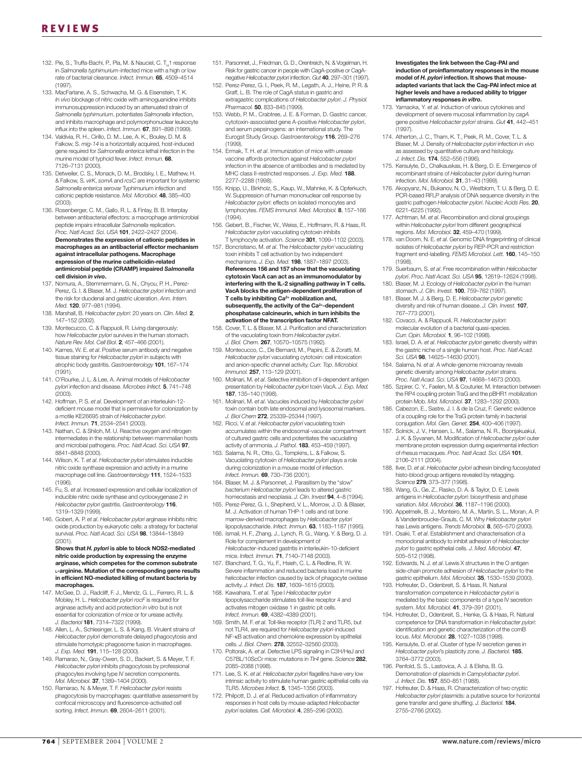132. Pie, S., Truffa-Bachi, P., Pla, M. & Nauciel, C. $T_H1$ response in *Salmonella typhimurium*-infected mice with a high or low rate of bacterial clearance. *Infect. Immun.* **65**, 4509–4514 (1997).
133. MacFarlane, A. S., Schwacha, M. G. & Eisenstein, T. K. *In vivo* blockage of nitric oxide with aminoguanidine inhibits immunosuppression induced by an attenuated strain of *Salmonella typhimurium*, potentiates *Salmonella* infection, and inhibits macrophage and polymorphonuclear leukocyte influx into the spleen. *Infect. Immun.* **67**, 891–898 (1999).
134. Valdivia, R. H., Cirillo, D. M., Lee, A. K., Bouley, D. M. & Falkow, S. *mig-14* is a horizontally acquired, host-induced gene required for *Salmonella enterica* lethal infection in the murine model of typhoid fever. *Infect. Immun.* **68**, 7126–7131 (2000).
135. Detweiler, C. S., Monack, D. M., Brodsky, I. E., Mathew, H. & Falkow, S. *virK*, *somA* and *rcsC* are important for systemic *Salmonella enterica* serovar Typhimurium infection and cationic peptide resistance. *Mol. Microbiol.* **48**, 385–400 (2003).
136. Rosenberger, C. M., Gallo, R. L. & Finlay, B. B. Interplay between antibacterial effectors: a macrophage antimicrobial peptide impairs intracellular *Salmonella* replication. *Proc. Natl Acad. Sci. USA* **101**, 2422–2427 (2004).
**Demonstrates the expression of cationic peptides in macrophages as an antibacterial effector mechanism against intracellular pathogens. Macrophage expression of the murine cathelicidin-related antimicrobial peptide (CRAMP) impaired *Salmonella* cell division *in vivo*.**
137. Nomura, A., Stemmermann, G. N., Chyou, P. H., Perez-Perez, G. I. & Blaser, M. J. *Helicobacter pylori* infection and the risk for duodenal and gastric ulceration. *Ann. Intern. Med.* **120**, 977–981 (1994).
138. Marshall, B. *Helicobacter pylori*: 20 years on. *Clin. Med.* **2**, 147–152 (2002).
139. Montecucco, C. & Rappuoli, R. Living dangerously: how *Helicobacter pylori* survives in the human stomach. *Nature Rev. Mol. Cell Biol.* **2**, 457–466 (2001).
140. Karnes, W. E. *et al*. Positive serum antibody and negative tissue staining for *Helicobacter pylori* in subjects with atrophic body gastritis. *Gastroenterology* **101**, 167–174 (1991).
141. O'Rourke, J. L. & Lee, A. Animal models of *Helicobacter pylori* infection and disease. *Microbes Infect.* **5**, 741–748 (2003).
142. Hoffman, P. S. *et al*. Development of an interleukin-12-deficient mouse model that is permissive for colonization by a motile KE26695 strain of *Helicobacter pylori*. *Infect. Immun.* **71**, 2534–2541 (2003).
143. Nathan, C. & Shiloh, M. U. Reactive oxygen and nitrogen intermediates in the relationship between mammalian hosts and microbial pathogens. *Proc. Natl Acad. Sci. USA* **97**, 8841–8848 (2000).
144. Wilson, K. T. *et al*. *Helicobacter pylori* stimulates inducible nitric oxide synthase expression and activity in a murine macrophage cell line. *Gastroenterology* **111**, 1524–1533 (1996).
145. Fu, S. *et al*. Increased expression and cellular localization of inducible nitric oxide synthase and cyclooxygenase 2 in *Helicobacter pylori* gastritis. *Gastroenterology* **116**, 1319–1329 (1999).
146. Gobert, A. P. *et al*. *Helicobacter pylori* arginase inhibits nitric oxide production by eukaryotic cells: a strategy for bacterial survival. *Proc. Natl Acad. Sci. USA* **98**, 13844–13849 (2001).
**Shows that *H. pylori* is able to block NOS2-mediated nitric oxide production by expressing the enzyme arginase, which competes for the common substrate L-arginine. Mutation of the corresponding gene results in efficient NO-mediated killing of mutant bacteria by macrophages.**
147. McGee, D. J., Radcliff, F. J., Mendz, G. L., Ferrero, R. L. & Mobley, H. L. *Helicobacter pylori rocF* is required for arginase activity and acid protection *in vitro* but is not essential for colonization of mice or for urease activity. *J. Bacteriol* **181**, 7314–7322 (1999).
148. Allen, L. A., Schlesinger, L. S. & Kang, B. Virulent strains of *Helicobacter pylori* demonstrate delayed phagocytosis and stimulate homotypic phagosome fusion in macrophages. *J. Exp. Med.* **191**, 115–128 (2000).
149. Ramarao, N., Gray-Owen, S. D., Backert, S. & Meyer, T. F. *Helicobacter pylori* inhibits phagocytosis by professional phagocytes involving type IV secretion components. *Mol. Microbiol.* **37**, 1389–1404 (2000).
150. Ramarao, N. & Meyer, T. F. *Helicobacter pylori* resists phagocytosis by macrophages: quantitative assessment by confocal microscopy and fluorescence-activated cell sorting. *Infect. Immun.* **69**, 2604–2611 (2001).
151. Parsonnet, J., Friedman, G. D., Orentreich, N. & Vogelman, H. Risk for gastric cancer in people with CagA-positive or CagA-negative *Helicobacter pylori* infection. *Gut* **40**, 297–301 (1997).
152. Perez-Perez, G. I., Peek, R. M., Legath, A. J., Heine, P. R. & Graff, L. B. The role of CagA status in gastric and extragastric complications of *Helicobacter pylori*. *J. Physiol. Pharmacol.* **50**, 833–845 (1999).
153. Webb, P. M., Crabtree, J. E. & Forman, D. Gastric cancer, cytotoxin-associated gene A-positive *Helicobacter pylori*, and serum pepsinogens: an international study. The Eurogst Study Group. *Gastroenterology* **116**, 269–276 (1999).
154. Ermak, T. H. *et al*. Immunization of mice with urease vaccine affords protection against *Helicobacter pylori* infection in the absence of antibodies and is mediated by MHC class II-restricted responses. *J. Exp. Med.* **188**, 2277–2288 (1998).
155. Knipp, U., Birkholz, S., Kaup, W., Mahnke, K. & Opferkuch, W. Suppression of human mononuclear cell response by *Helicobacter pylori*: effects on isolated monocytes and lymphocytes. *FEMS Immunol. Med. Microbiol.* **8**, 157–166 (1994).
156. Gebert, B., Fischer, W., Weiss, E., Hoffmann, R. & Haas, R. *Helicobacter pylori* vacuolating cytotoxin inhibits T lymphocyte activation. *Science* **301**, 1099–1102 (2003).
157. Boncristiano, M. *et al*. The *Helicobacter pylori* vacuolating toxin inhibits T cell activation by two independent mechanisms. *J. Exp. Med.* **198**, 1887–1897 (2003).
**References 156 and 157 show that the vacuolating cytotoxin VacA can act as an immunomodulator by interfering with the IL-2 signalling pathway in T cells. VacA blocks the antigen-dependent proliferation of T cells by inhibiting $Ca^{2+}$ mobilization and, subsequently, the activity of the $Ca^{2+}$-dependent phosphatase calcineurin, which in turn inhibits the activation of the transcription factor NFAT.**
158. Cover, T. L. & Blaser, M. J. Purification and characterization of the vacuolating toxin from *Helicobacter pylori*. *J. Biol. Chem.* **267**, 10570–10575 (1992).
159. Montecucco, C., De Bernard, M., Papini, E. & Zoratti, M. *Helicobacter pylori* vacuolating cytotoxin: cell intoxication and anion-specific channel activity. *Curr. Top. Microbiol. Immunol.* **257**, 113–129 (2001).
160. Molinari, M. *et al*. Selective inhibition of Ii-dependent antigen presentation by *Helicobacter pylori* toxin VacA. *J. Exp. Med.* **187**, 135–140 (1998).
161. Molinari, M. *et al*. Vacuoles induced by *Helicobacter pylori* toxin contain both late endosomal and lysosomal markers. *J. Biol Chem* **272**, 25339–25344 (1997).
162. Ricci, V. *et al*. *Helicobacter pylori* vacuolating toxin accumulates within the endosomal-vacuolar compartment of cultured gastric cells and potentiates the vacuolating activity of ammonia. *J. Pathol.* **183**, 453–459 (1997).
163. Salama, N. R., Otto, G., Tompkins, L. & Falkow, S. Vacuolating cytotoxin of *Helicobacter pylori* plays a role during colonization in a mouse model of infection. *Infect. Immun.* **69**, 730–736 (2001).
164. Blaser, M. J. & Parsonnet, J. Parasitism by the "slow" *bacterium Helicobacter pylori* leads to altered gastric homeostasis and neoplasia. *J. Clin. Invest* **94**, 4–8 (1994).
165. Perez-Perez, G. I., Shepherd, V. L., Morrow, J. D. & Blaser, M. J. Activation of human THP-1 cells and rat bone marrow-derived macrophages by *Helicobacter pylori* lipopolysaccharide. *Infect. Immun.* **63**, 1183–1187 (1995).
166. Ismail, H. F., Zhang, J., Lynch, R. G., Wang, Y. & Berg, D. J. Role for complement in development of *Helicobacter*-induced gastritis in interleukin-10-deficient mice. *Infect. Immun.* **71**, 7140–7148 (2003).
167. Blanchard, T. G., Yu, F., Hsieh, C. L. & Redline, R. W. Severe inflammation and reduced bacteria load in murine helicobacter infection caused by lack of phagocyte oxidase activity. *J. Infect. Dis.* **187**, 1609–1615 (2003).
168. Kawahara, T. *et al*. Type I *Helicobacter pylori* lipopolysaccharide stimulates toll-like receptor 4 and activates mitogen oxidase 1 in gastric pit cells. *Infect. Immun.* **69**, 4382–4389 (2001).
169. Smith, M. F. *et al*. Toll-like receptor (TLR) 2 and TLR5, but not TLR4, are required for *Helicobacter pylori*-induced NF-κB activation and chemokine expression by epithelial cells. *J. Biol. Chem.* **278**, 32552–32560 (2003).
170. Poltorak, A. *et al*. Defective LPS signaling in C3H/HeJ and C57BL/10ScCr mice: mutations in *Tlr4* gene. *Science* **282**, 2085–2088 (1998).
171. Lee, S. K. *et al*. *Helicobacter pylori* flagellins have very low intrinsic activity to stimulate human gastric epithelial cells via TLR5. *Microbes Infect.* **5**, 1345–1356 (2003).
172. Philpott, D. J. *et al*. Reduced activation of inflammatory responses in host cells by mouse-adapted *Helicobacter pylori* isolates. *Cell. Microbiol.* **4**, 285–296 (2002).
**Investigates the link between the Cag-PAI and induction of proinflammatory responses in the mouse model of *H. pylori* infection. It shows that mouse-adapted variants that lack the Cag-PAI infect mice at higher levels and have a reduced ability to trigger inflammatory responses *in vitro*.**
173. Yamaoka, Y. *et al*. Induction of various cytokines and development of severe mucosal inflammation by *cagA* gene positive *Helicobacter pylori* strains. *Gut* **41**, 442–451 (1997).
174. Atherton, J. C., Tham, K. T., Peek, R. M., Cover, T. L. & Blaser, M. J. Density of *Helicobacter pylori* infection *in vivo* as assessed by quantitative culture and histology. *J. Infect. Dis.* **174**, 552–556 (1996).
175. Kersulyte, D., Chalkauskas, H. & Berg, D. E. Emergence of recombinant strains of *Helicobacter pylori* during human infection. *Mol. Microbiol.* **31**, 31–43 (1999).
176. Akopyanz, N., Bukanov, N. O., Westblom, T. U. & Berg, D. E. PCR-based RFLP analysis of DNA sequence diversity in the gastric pathogen *Helicobacter pylori*. *Nucleic Acids Res.* **20**, 6221–6225 (1992).
177. Achtman, M. *et al*. Recombination and clonal groupings within *Helicobacter pylori* from different geographical regions. *Mol. Microbiol.* **32**, 459–470 (1999).
178. van Doorn, N. E. *et al*. Genomic DNA fingerprinting of clinical isolates of *Helicobacter pylori* by REP-PCR and restriction fragment end-labelling. *FEMS Microbiol. Lett.* **160**, 145–150 (1998).
179. Suerbaum, S. *et al*. Free recombination within *Helicobacter pylori*. *Proc. Natl Acad. Sci. USA* **95**, 12619–12624 (1998).
180. Blaser, M. J. Ecology of *Helicobacter pylori* in the human stomach. *J. Clin. Invest.* **100**, 759–762 (1997).
181. Blaser, M. J. & Berg, D. E. *Helicobacter pylori* genetic diversity and risk of human disease. *J. Clin. Invest.* **107**, 767–773 (2001).
182. Covacci, A. & Rappuoli, R. *Helicobacter pylori*: molecular evolution of a bacterial quasi-species. *Curr. Opin. Microbiol.* **1**, 96–102 (1998).
183. Israel, D. A. *et al*. *Helicobacter pylori* genetic diversity within the gastric niche of a single human host. *Proc. Natl Acad. Sci. USA* **98**, 14625–14630 (2001).
184. Salama, N. *et al*. A whole-genome microarray reveals genetic diversity among *Helicobacter pylori* strains. *Proc. Natl Acad. Sci. USA* **97**, 14668–14673 (2000).
185. Szpirer, C. Y., Faelen, M. & Couturier, M. Interaction between the RP4 coupling protein TraG and the pBHR1 mobilization protein Mob. *Mol. Microbiol.* **37**, 1283–1292 (2000).
186. Cabezon, E., Sastre, J. I. & de la Cruz, F. Genetic evidence of a coupling role for the TraG protein family in bacterial conjugation. *Mol. Gen. Genet.* **254**, 400–406 (1997).
187. Solnick, J. V., Hansen, L. M., Salama, N. R., Boonjakuakul, J. K. & Syvanen, M. Modification of *Helicobacter pylori* outer membrane protein expression during experimental infection of rhesus macaques. *Proc. Natl Acad. Sci. USA* **101**, 2106–2111 (2004).
188. Ilver, D. *et al*. *Helicobacter pylori* adhesin binding fucosylated histo-blood group antigens revealed by retagging. *Science* **279**, 373–377 (1998).
189. Wang, G., Ge, Z., Rasko, D. A. & Taylor, D. E. Lewis antigens in *Helicobacter pylori*: biosynthesis and phase variation. *Mol. Microbiol.* **36**, 1187–1196 (2000).
190. Appelmelk, B. J., Monteiro, M. A., Martin, S. L., Moran, A. P. & Vandenbroucke-Grauls, C. M. Why *Helicobacter pylori* has Lewis antigens. *Trends Microbiol.* **8**, 565–570 (2000).
191. Osaki, T. *et al*. Establishment and characterisation of a monoclonal antibody to inhibit adhesion of *Helicobacter pylori* to gastric epithelial cells. *J. Med. Microbiol.* **47**, 505–512 (1998).
192. Edwards, N. J. *et al*. Lewis X structures in the O antigen side-chain promote adhesion of *Helicobacter pylori* to the gastric epithelium. *Mol. Microbiol.* **35**, 1530–1539 (2000).
193. Hofreuter, D., Odenbreit, S. & Haas, R. Natural transformation competence in *Helicobacter pylori* is mediated by the basic components of a type IV secretion system. *Mol. Microbiol.* **41**, 379–391 (2001).
194. Hofreuter, D., Odenbreit, S., Henke, G. & Haas, R. Natural competence for DNA transformation in *Helicobacter pylori*: identification and genetic characterization of the comB locus. *Mol. Microbiol.* **28**, 1027–1038 (1998).
195. Kersulyte, D. *et al*. Cluster of type IV secretion genes in *Helicobacter pylori*'s plasticity zone. *J. Bacteriol.* **185**, 3764–3772 (2003).
196. Penfold, S. S., Lastovica, A. J. & Elisha, B. G. Demonstration of plasmids in *Campylobacter pylori*. *J. Infect. Dis.* **157**, 850–851 (1988).
197. Hofreuter, D. & Haas, R. Characterization of two cryptic *Helicobacter pylori* plasmids: a putative source for horizontal gene transfer and gene shuffling. *J. Bacteriol.* **184**, 2755–2766 (2002).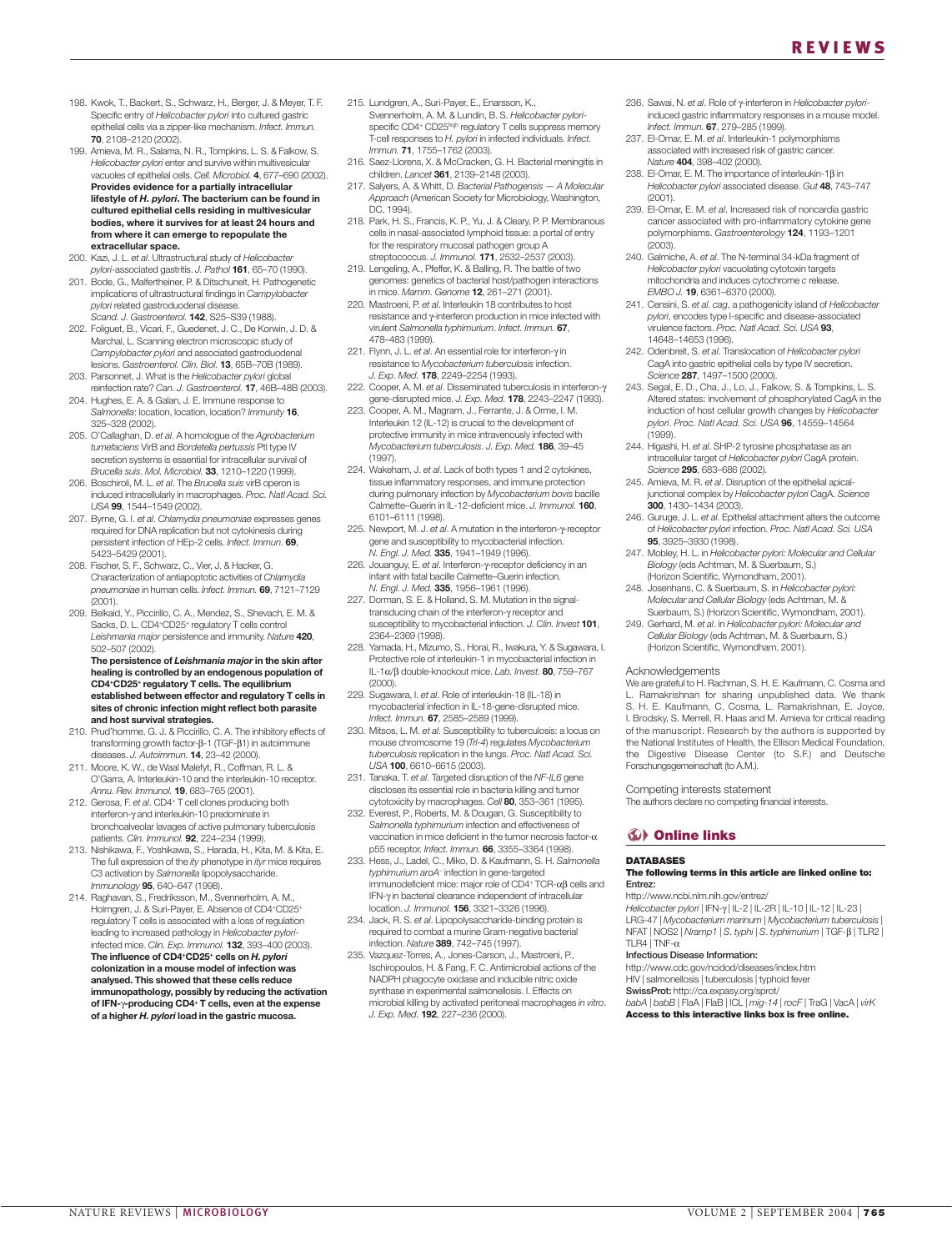198. Kwok, T., Backert, S., Schwarz, H., Berger, J. & Meyer, T. F. Specific entry of *Helicobacter pylori* into cultured gastric epithelial cells via a zipper-like mechanism. *Infect. Immun.* **70**, 2108–2120 (2002).

199. Amieva, M. R., Salama, N. R., Tompkins, L. S. & Falkow, S. *Helicobacter pylori* enter and survive within multivesicular vacuoles of epithelial cells. *Cell. Microbiol.* **4**, 677–690 (2002).
**Provides evidence for a partially intracellular lifestyle of *H. pylori*. The bacterium can be found in cultured epithelial cells residing in multivesicular bodies, where it survives for at least 24 hours and from where it can emerge to repopulate the extracellular space.**

200. Kazi, J. L. *et al*. Ultrastructural study of *Helicobacter pylori*-associated gastritis. *J. Pathol* **161**, 65–70 (1990).

201. Bode, G., Malfertheiner, P. & Ditschuneit, H. Pathogenetic implications of ultrastructural findings in *Campylobacter pylori* related gastroduodenal disease. *Scand. J. Gastroenterol.* **142**, S25–S39 (1988).

202. Foliguet, B., Vicari, F., Guedenet, J. C., De Korwin, J. D. & Marchal, L. Scanning electron microscopic study of *Campylobacter pylori* and associated gastroduodenal lesions. *Gastroenterol. Clin. Biol.* **13**, 65B–70B (1989).

203. Parsonnet, J. What is the *Helicobacter pylori* global reinfection rate? *Can. J. Gastroenterol.* **17**, 46B–48B (2003).

204. Hughes, E. A. & Galan, J. E. Immune response to *Salmonella*: location, location, location? *Immunity* **16**, 325–328 (2002).

205. O'Callaghan, D. *et al*. A homologue of the *Agrobacterium tumefaciens* VirB and *Bordetella pertussis* Ptl type IV secretion systems is essential for intracellular survival of *Brucella suis*. *Mol. Microbiol.* **33**, 1210–1220 (1999).

206. Boschiroli, M. L. *et al*. The *Brucella suis* virB operon is induced intracellularly in macrophages. *Proc. Natl Acad. Sci. USA* **99**, 1544–1549 (2002).

207. Byrne, G. I. *et al*. *Chlamydia pneumoniae* expresses genes required for DNA replication but not cytokinesis during persistent infection of HEp-2 cells. *Infect. Immun.* **69**, 5423–5429 (2001).

208. Fischer, S. F., Schwarz, C., Vier, J. & Hacker, G. Characterization of antiapoptotic activities of *Chlamydia pneumoniae* in human cells. *Infect. Immun.* **69**, 7121–7129 (2001).

209. Belkaid, Y., Piccirillo, C. A., Mendez, S., Shevach, E. M. & Sacks, D. L. CD4[+]CD25[+] regulatory T cells control *Leishmania major* persistence and immunity. *Nature* **420**, 502–507 (2002).
**The persistence of *Leishmania major* in the skin after healing is controlled by an endogenous population of CD4[+]CD25[+] regulatory T cells. The equilibrium established between effector and regulatory T cells in sites of chronic infection might reflect both parasite and host survival strategies.**

210. Prud'homme, G. J. & Piccirillo, C. A. The inhibitory effects of transforming growth factor-β-1 (TGF-β1) in autoimmune diseases. *J. Autoimmun.* **14**, 23–42 (2000).

211. Moore, K. W., de Waal Malefyt, R., Coffman, R. L. & O'Garra, A. Interleukin-10 and the interleukin-10 receptor. *Annu. Rev. Immunol.* **19**, 683–765 (2001).

212. Gerosa, F. *et al*. CD4[+] T cell clones producing both interferon-γ and interleukin-10 predominate in bronchoalveolar lavages of active pulmonary tuberculosis patients. *Clin. Immunol.* **92**, 224–234 (1999).

213. Nishikawa, F., Yoshikawa, S., Harada, H., Kita, M. & Kita, E. The full expression of the *ity* phenotype in *ityr* mice requires C3 activation by *Salmonella* lipopolysaccharide. *Immunology* **95**, 640–647 (1998).

214. Raghavan, S., Fredriksson, M., Svennerholm, A. M., Holmgren, J. & Suri-Payer, E. Absence of CD4[+]CD25[+] regulatory T cells is associated with a loss of regulation leading to increased pathology in *Helicobacter pylori*-infected mice. *Clin. Exp. Immunol.* **132**, 393–400 (2003).
**The influence of CD4[+]CD25[+] cells on *H. pylori* colonization in a mouse model of infection was analysed. This showed that these cells reduce immunopathology, possibly by reducing the activation of IFN-γ-producing CD4[+] T cells, even at the expense of a higher *H. pylori* load in the gastric mucosa.**

215. Lundgren, A., Suri-Payer, E., Enarsson, K., Svennerholm, A. M. & Lundin, B. S. *Helicobacter pylori*-specific CD4[+] CD25[high] regulatory T cells suppress memory T-cell responses to *H. pylori* in infected individuals. *Infect. Immun.* **71**, 1755–1762 (2003).

216. Saez-Llorens, X. & McCracken, G. H. Bacterial meningitis in children. *Lancet* **361**, 2139–2148 (2003).

217. Salyers, A. & Whitt, D. *Bacterial Pathogensis — A Molecular Approach* (American Society for Microbiology, Washington, DC, 1994).

218. Park, H. S., Francis, K. P., Yu, J. & Cleary, P. P. Membranous cells in nasal-associated lymphoid tissue: a portal of entry for the respiratory mucosal pathogen group A streptococcus. *J. Immunol.* **171**, 2532–2537 (2003).

219. Lengeling, A., Pfeffer, K. & Balling, R. The battle of two genomes: genetics of bacterial host/pathogen interactions in mice. *Mamm. Genome* **12**, 261–271 (2001).

220. Mastroeni, P. *et al*. Interleukin 18 contributes to host resistance and γ-interferon production in mice infected with virulent *Salmonella typhimurium*. *Infect. Immun.* **67**, 478–483 (1999).

221. Flynn, J. L. *et al*. An essential role for interferon-γ in resistance to *Mycobacterium tuberculosis* infection. *J. Exp. Med.* **178**, 2249–2254 (1993).

222. Cooper, A. M. *et al*. Disseminated tuberculosis in interferon-γ gene-disrupted mice. *J. Exp. Med.* **178**, 2243–2247 (1993).

223. Cooper, A. M., Magram, J., Ferrante, J. & Orme, I. M. Interleukin 12 (IL-12) is crucial to the development of protective immunity in mice intravenously infected with *Mycobacterium tuberculosis*. *J. Exp. Med.* **186**, 39–45 (1997).

224. Wakeham, J. *et al*. Lack of both types 1 and 2 cytokines, tissue inflammatory responses, and immune protection during pulmonary infection by *Mycobacterium bovis* bacille Calmette–Guerin in IL-12-deficient mice. *J. Immunol.* **160**, 6101–6111 (1998).

225. Newport, M. J. *et al*. A mutation in the interferon-γ-receptor gene and susceptibility to mycobacterial infection. *N. Engl. J. Med.* **335**, 1941–1949 (1996).

226. Jouanguy, E. *et al*. Interferon-γ-receptor deficiency in an infant with fatal bacille Calmette–Guerin infection. *N. Engl. J. Med.* **335**, 1956–1961 (1996).

227. Dorman, S. E. & Holland, S. M. Mutation in the signal-transducing chain of the interferon-γ receptor and susceptibility to mycobacterial infection. *J. Clin. Invest* **101**, 2364–2369 (1998).

228. Yamada, H., Mizumo, S., Horai, R., Iwakura, Y. & Sugawara, I. Protective role of interleukin-1 in mycobacterial infection in IL-1α/β double-knockout mice. *Lab. Invest.* **80**, 759–767 (2000).

229. Sugawara, I. *et al*. Role of interleukin-18 (IL-18) in mycobacterial infection in IL-18-gene-disrupted mice. *Infect. Immun.* **67**, 2585–2589 (1999).

230. Mitsos, L. M. *et al*. Susceptibility to tuberculosis: a locus on mouse chromosome 19 (*Trl-4*) regulates *Mycobacterium tuberculosis* replication in the lungs. *Proc. Natl Acad. Sci. USA* **100**, 6610–6615 (2003).

231. Tanaka, T. *et al*. Targeted disruption of the *NF-IL6* gene discloses its essential role in bacteria killing and tumor cytotoxicity by macrophages. *Cell* **80**, 353–361 (1995).

232. Everest, P., Roberts, M. & Dougan, G. Susceptibility to *Salmonella typhimurium* infection and effectiveness of vaccination in mice deficient in the tumor necrosis factor-α p55 receptor. *Infect. Immun.* **66**, 3355–3364 (1998).

233. Hess, J., Ladel, C., Miko, D. & Kaufmann, S. H. *Salmonella typhimurium aroA*[–] infection in gene-targeted immunodeficient mice: major role of CD4[+] TCR-αβ cells and IFN-γ in bacterial clearance independent of intracellular location. *J. Immunol.* **156**, 3321–3326 (1996).

234. Jack, R. S. *et al*. Lipopolysaccharide-binding protein is required to combat a murine Gram-negative bacterial infection. *Nature* **389**, 742–745 (1997).

235. Vazquez-Torres, A., Jones-Carson, J., Mastroeni, P., Ischiropoulos, H. & Fang, F. C. Antimicrobial actions of the NADPH phagocyte oxidase and inducible nitric oxide synthase in experimental salmonellosis. I. Effects on microbial killing by activated peritoneal macrophages *in vitro*. *J. Exp. Med.* **192**, 227–236 (2000).

236. Sawai, N. *et al*. Role of γ-interferon in *Helicobacter pylori*-induced gastric inflammatory responses in a mouse model. *Infect. Immun.* **67**, 279–285 (1999).

237. El-Omar, E. M. *et al*. Interleukin-1 polymorphisms associated with increased risk of gastric cancer. *Nature* **404**, 398–402 (2000).

238. El-Omar, E. M. The importance of interleukin-1β in *Helicobacter pylori* associated disease. *Gut* **48**, 743–747 (2001).

239. El-Omar, E. M. *et al*. Increased risk of noncardia gastric cancer associated with pro-inflammatory cytokine gene polymorphisms. *Gastroenterology* **124**, 1193–1201 (2003).

240. Galmiche, A. *et al*. The N-terminal 34-kDa fragment of *Helicobacter pylori* vacuolating cytotoxin targets mitochondria and induces cytochrome *c* release. *EMBO J.* **19**, 6361–6370 (2000).

241. Censini, S. *et al*. *cag*, a pathogenicity island of *Helicobacter pylori*, encodes type I-specific and disease-associated virulence factors. *Proc. Natl Acad. Sci. USA* **93**, 14648–14653 (1996).

242. Odenbreit, S. *et al*. Translocation of *Helicobacter pylori* CagA into gastric epithelial cells by type IV secretion. *Science* **287**, 1497–1500 (2000).

243. Segal, E. D., Cha, J., Lo, J., Falkow, S. & Tompkins, L. S. Altered states: involvement of phosphorylated CagA in the induction of host cellular growth changes by *Helicobacter pylori*. *Proc. Natl Acad. Sci. USA* **96**, 14559–14564 (1999).

244. Higashi, H. *et al*. SHP-2 tyrosine phosphatase as an intracellular target of *Helicobacter pylori* CagA protein. *Science* **295**, 683–686 (2002).

245. Amieva, M. R. *et al*. Disruption of the epithelial apical-junctional complex by *Helicobacter pylori* CagA. *Science* **300**, 1430–1434 (2003).

246. Guruge, J. L. *et al*. Epithelial attachment alters the outcome of *Helicobacter pylori* infection. *Proc. Natl Acad. Sci. USA* **95**, 3925–3930 (1998).

247. Mobley, H. L. in *Helicobacter pylori: Molecular and Cellular Biology* (eds Achtman, M. & Suerbaum, S.) (Horizon Scientific, Wymondham, 2001).

248. Josenhans, C. & Suerbaum, S. in *Helicobacter pylori: Molecular and Cellular Biology* (eds Achtman, M. & Suerbaum, S.) (Horizon Scientific, Wymondham, 2001).

249. Gerhard, M. *et al*. in *Helicobacter pylori: Molecular and Cellular Biology* (eds Achtman, M. & Suerbaum, S.) (Horizon Scientific, Wymondham, 2001).

## Acknowledgements

We are grateful to H. Rachman, S. H. E. Kaufmann, C. Cosma and L. Ramakrishnan for sharing unpublished data. We thank S. H. E. Kaufmann, C. Cosma, L. Ramakrishnan, E. Joyce, I. Brodsky, S. Merrell, R. Haas and M. Amieva for critical reading of the manuscript. Research by the authors is supported by the National Institutes of Health, the Ellison Medical Foundation, the Digestive Disease Center (to S.F.) and Deutsche Forschungsgemeinschaft (to A.M.).

## Competing interests statement

The authors declare no competing financial interests.

## Online links

### DATABASES

**The following terms in this article are linked online to:**

**Entrez:**

http://www.ncbi.nlm.nih.gov/entrez/

*Helicobacter pylori* | IFN-γ | IL-2 | IL-2R | IL-10 | IL-12 | IL-23 | LRG-47 | *Mycobacterium marinum* | *Mycobacterium tuberculosis* | NFAT | NOS2 | *Nramp1* | *S. typhi* | *S. typhimurium* | TGF-β | TLR2 | TLR4 | TNF-α

**Infectious Disease Information:**

http://www.cdc.gov/ncidod/diseases/index.htm

HIV | salmonellosis | tuberculosis | typhoid fever

**SwissProt:** http://ca.expasy.org/sprot/

*babA* | *babB* | FlaA | FlaB | ICL | *mig-14* | *rocF* | TraG | VacA | *virK*

**Access to this interactive links box is free online.**